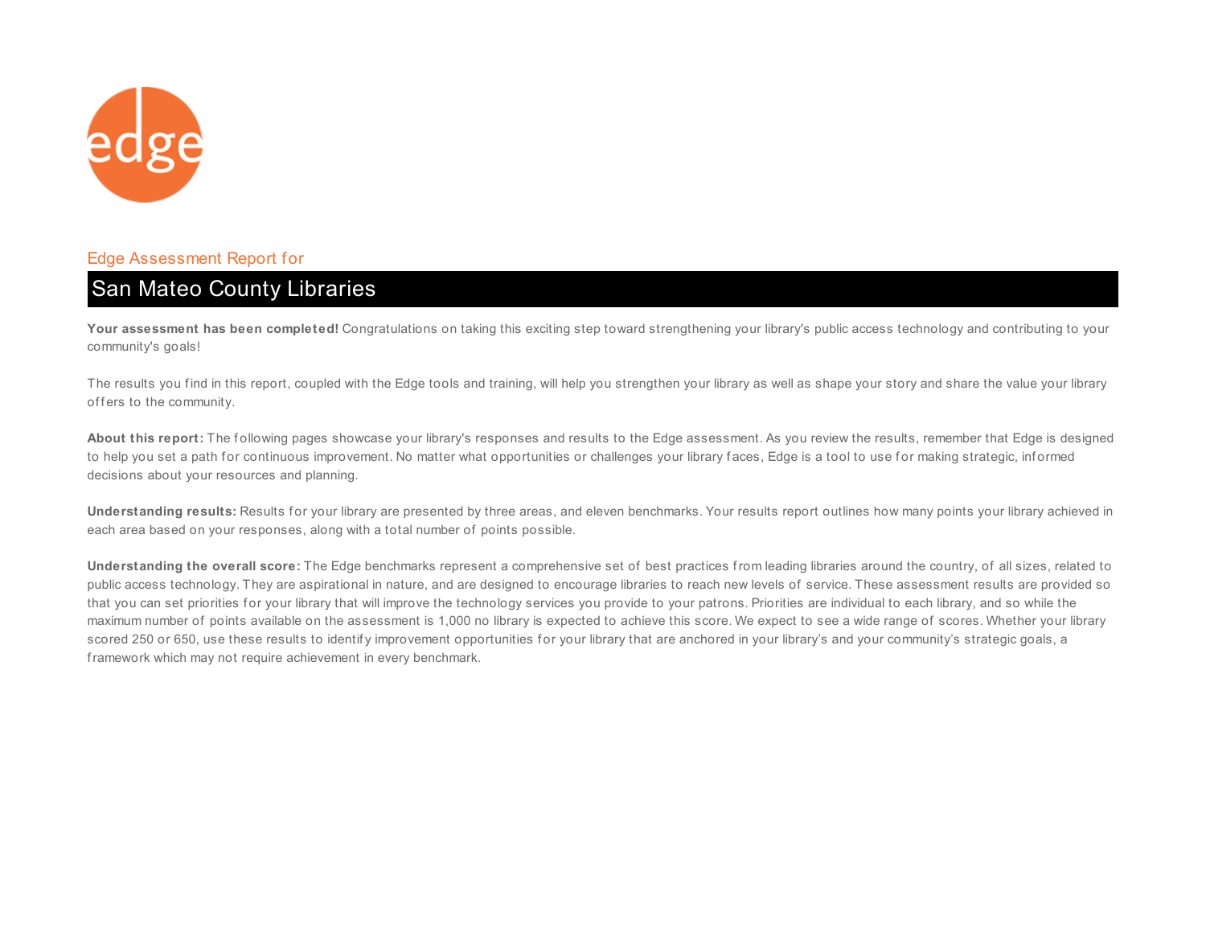Edge Assessment Report for

# San Mateo County Libraries

**Your assessment has been completed!** Congratulations on taking this exciting step toward strengthening your library's public access technology and contributing to your community's goals!

The results you find in this report, coupled with the Edge tools and training, will help you strengthen your library as well as shape your story and share the value your library offers to the community.

**About this report:** The following pages showcase your library's responses and results to the Edge assessment. As you review the results, remember that Edge is designed to help you set a path for continuous improvement. No matter what opportunities or challenges your library faces, Edge is a tool to use for making strategic, informed decisions about your resources and planning.

**Understanding results:** Results for your library are presented by three areas, and eleven benchmarks. Your results report outlines how many points your library achieved in each area based on your responses, along with a total number of points possible.

**Understanding the overall score:** The Edge benchmarks represent a comprehensive set of best practices from leading libraries around the country, of all sizes, related to public access technology. They are aspirational in nature, and are designed to encourage libraries to reach new levels of service. These assessment results are provided so that you can set priorities for your library that will improve the technology services you provide to your patrons. Priorities are individual to each library, and so while the maximum number of points available on the assessment is 1,000 no library is expected to achieve this score. We expect to see a wide range of scores. Whether your library scored 250 or 650, use these results to identify improvement opportunities for your library that are anchored in your library's and your community's strategic goals, a framework which may not require achievement in every benchmark.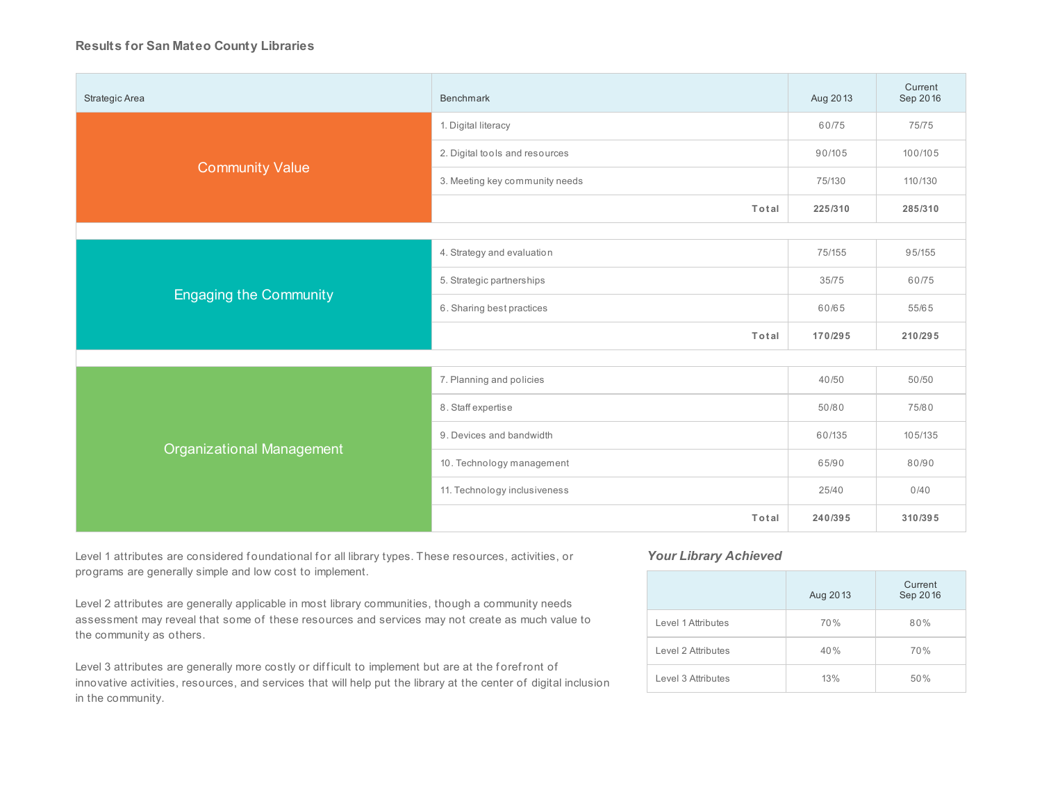### Results for San Mateo County Libraries

| Strategic Area | Benchmark | Aug 2013 | Current Sep 2016 |
|---|---|---|---|
| Community Value | 1. Digital literacy | 60/75 | 75/75 |
| | 2. Digital tools and resources | 90/105 | 100/105 |
| | 3. Meeting key community needs | 75/130 | 110/130 |
| | **Total** | **225/310** | **285/310** |
| Engaging the Community | 4. Strategy and evaluation | 75/155 | 95/155 |
| | 5. Strategic partnerships | 35/75 | 60/75 |
| | 6. Sharing best practices | 60/65 | 55/65 |
| | **Total** | **170/295** | **210/295** |
| Organizational Management | 7. Planning and policies | 40/50 | 50/50 |
| | 8. Staff expertise | 50/80 | 75/80 |
| | 9. Devices and bandwidth | 60/135 | 105/135 |
| | 10. Technology management | 65/90 | 80/90 |
| | 11. Technology inclusiveness | 25/40 | 0/40 |
| | **Total** | **240/395** | **310/395** |

Level 1 attributes are considered foundational for all library types. These resources, activities, or programs are generally simple and low cost to implement.

Level 2 attributes are generally applicable in most library communities, though a community needs assessment may reveal that some of these resources and services may not create as much value to the community as others.

Level 3 attributes are generally more costly or difficult to implement but are at the forefront of innovative activities, resources, and services that will help put the library at the center of digital inclusion in the community.

***Your Library Achieved***

| | Aug 2013 | Current Sep 2016 |
|---|---|---|
| Level 1 Attributes | 70% | 80% |
| Level 2 Attributes | 40% | 70% |
| Level 3 Attributes | 13% | 50% |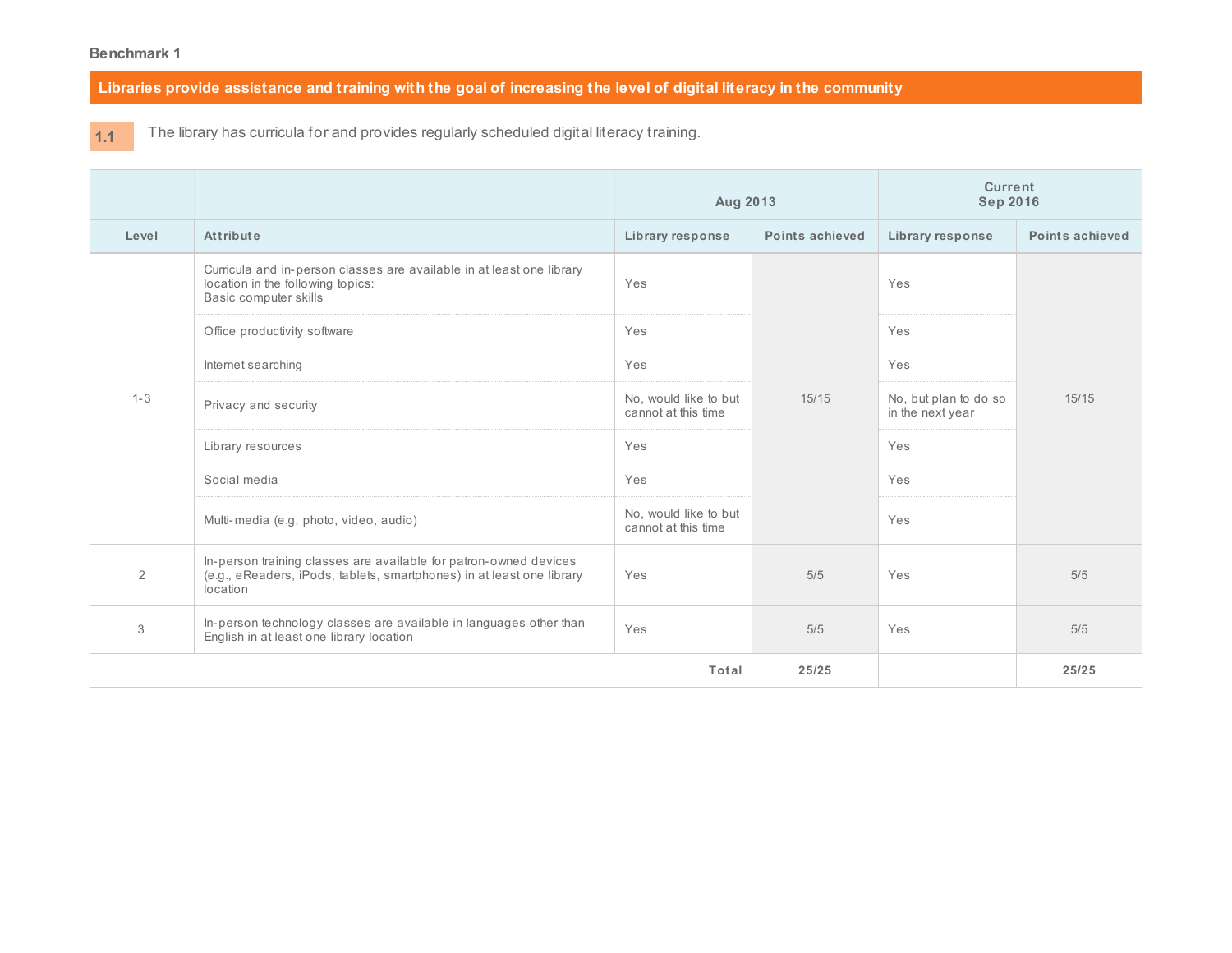**Benchmark 1**

## Libraries provide assistance and training with the goal of increasing the level of digital literacy in the community

**1.1** The library has curricula for and provides regularly scheduled digital literacy training.

| | | Aug 2013 | | Current Sep 2016 | |
|---|---|---|---|---|---|
| **Level** | **Attribute** | **Library response** | **Points achieved** | **Library response** | **Points achieved** |
| 1-3 | Curricula and in-person classes are available in at least one library location in the following topics: Basic computer skills | Yes | 15/15 | Yes | 15/15 |
| | Office productivity software | Yes | | Yes | |
| | Internet searching | Yes | | Yes | |
| | Privacy and security | No, would like to but cannot at this time | | No, but plan to do so in the next year | |
| | Library resources | Yes | | Yes | |
| | Social media | Yes | | Yes | |
| | Multi-media (e.g, photo, video, audio) | No, would like to but cannot at this time | | Yes | |
| 2 | In-person training classes are available for patron-owned devices (e.g., eReaders, iPods, tablets, smartphones) in at least one library location | Yes | 5/5 | Yes | 5/5 |
| 3 | In-person technology classes are available in languages other than English in at least one library location | Yes | 5/5 | Yes | 5/5 |
| | | **Total** | **25/25** | | **25/25** |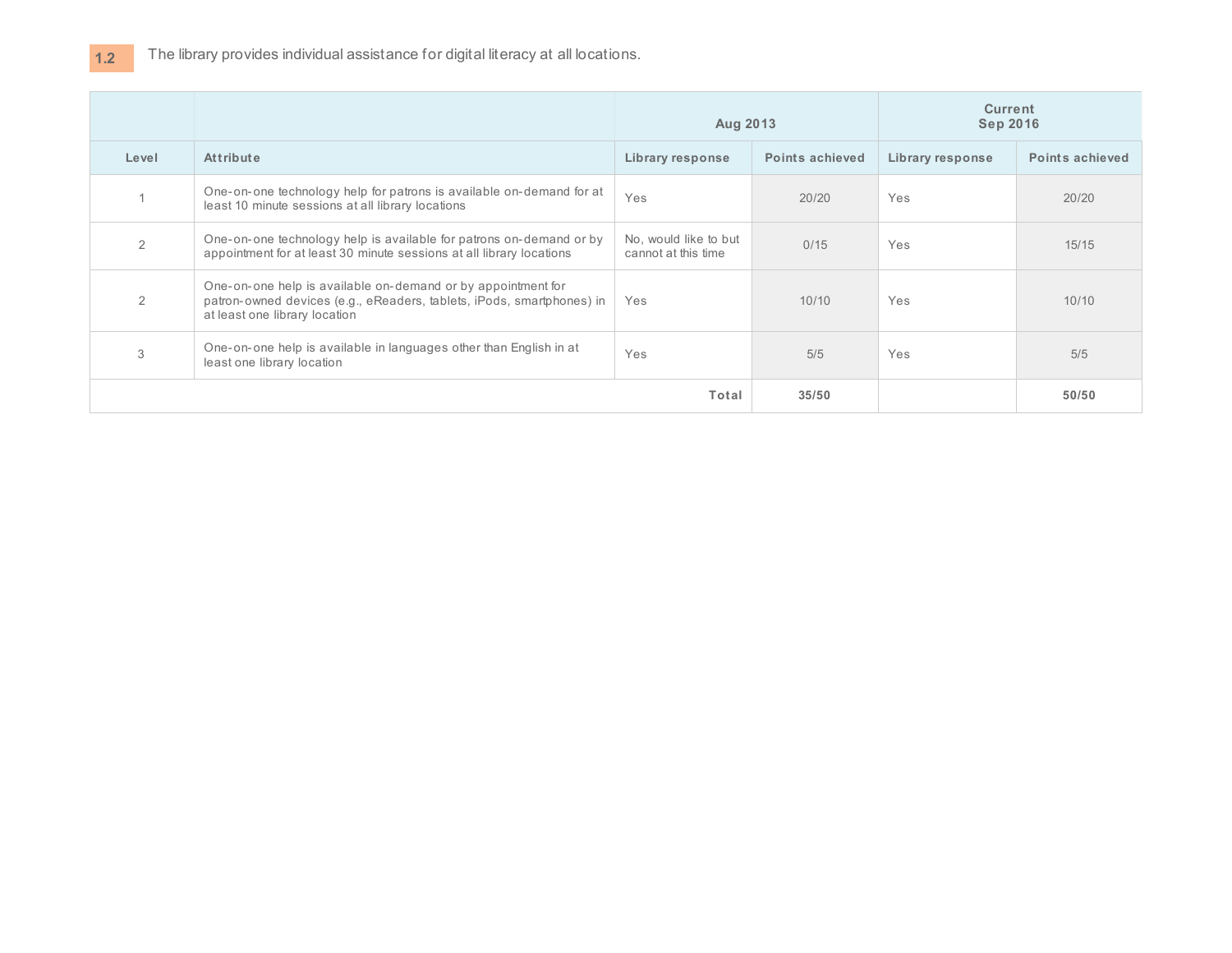**1.2** The library provides individual assistance for digital literacy at all locations.

| | | Aug 2013 | | Current Sep 2016 | |
|---|---|---|---|---|---|
| **Level** | **Attribute** | **Library response** | **Points achieved** | **Library response** | **Points achieved** |
| 1 | One-on-one technology help for patrons is available on-demand for at least 10 minute sessions at all library locations | Yes | 20/20 | Yes | 20/20 |
| 2 | One-on-one technology help is available for patrons on-demand or by appointment for at least 30 minute sessions at all library locations | No, would like to but cannot at this time | 0/15 | Yes | 15/15 |
| 2 | One-on-one help is available on-demand or by appointment for patron-owned devices (e.g., eReaders, tablets, iPods, smartphones) in at least one library location | Yes | 10/10 | Yes | 10/10 |
| 3 | One-on-one help is available in languages other than English in at least one library location | Yes | 5/5 | Yes | 5/5 |
| | | **Total** | **35/50** | | **50/50** |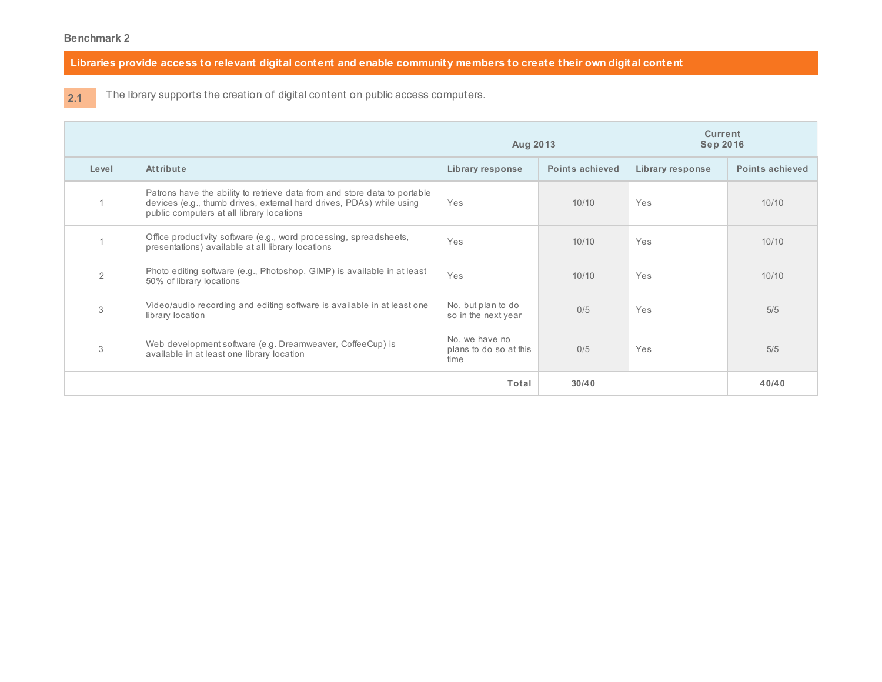**Benchmark 2**

## Libraries provide access to relevant digital content and enable community members to create their own digital content

**2.1** The library supports the creation of digital content on public access computers.

| | | Aug 2013 | | Current Sep 2016 | |
|---|---|---|---|---|---|
| **Level** | **Attribute** | **Library response** | **Points achieved** | **Library response** | **Points achieved** |
| 1 | Patrons have the ability to retrieve data from and store data to portable devices (e.g., thumb drives, external hard drives, PDAs) while using public computers at all library locations | Yes | 10/10 | Yes | 10/10 |
| 1 | Office productivity software (e.g., word processing, spreadsheets, presentations) available at all library locations | Yes | 10/10 | Yes | 10/10 |
| 2 | Photo editing software (e.g., Photoshop, GIMP) is available in at least 50% of library locations | Yes | 10/10 | Yes | 10/10 |
| 3 | Video/audio recording and editing software is available in at least one library location | No, but plan to do so in the next year | 0/5 | Yes | 5/5 |
| 3 | Web development software (e.g. Dreamweaver, CoffeeCup) is available in at least one library location | No, we have no plans to do so at this time | 0/5 | Yes | 5/5 |
| | | **Total** | **30/40** | | **40/40** |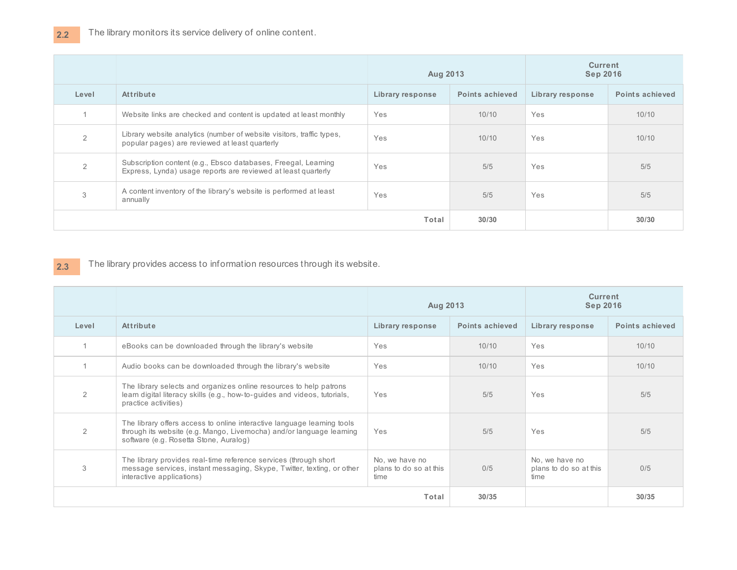**2.2** The library monitors its service delivery of online content.

| | | Aug 2013 | | Current Sep 2016 | |
|---|---|---|---|---|---|
| **Level** | **Attribute** | **Library response** | **Points achieved** | **Library response** | **Points achieved** |
| 1 | Website links are checked and content is updated at least monthly | Yes | 10/10 | Yes | 10/10 |
| 2 | Library website analytics (number of website visitors, traffic types, popular pages) are reviewed at least quarterly | Yes | 10/10 | Yes | 10/10 |
| 2 | Subscription content (e.g., Ebsco databases, Freegal, Learning Express, Lynda) usage reports are reviewed at least quarterly | Yes | 5/5 | Yes | 5/5 |
| 3 | A content inventory of the library's website is performed at least annually | Yes | 5/5 | Yes | 5/5 |
| | | **Total** | **30/30** | | **30/30** |

**2.3** The library provides access to information resources through its website.

| | | Aug 2013 | | Current Sep 2016 | |
|---|---|---|---|---|---|
| **Level** | **Attribute** | **Library response** | **Points achieved** | **Library response** | **Points achieved** |
| 1 | eBooks can be downloaded through the library's website | Yes | 10/10 | Yes | 10/10 |
| 1 | Audio books can be downloaded through the library's website | Yes | 10/10 | Yes | 10/10 |
| 2 | The library selects and organizes online resources to help patrons learn digital literacy skills (e.g., how-to-guides and videos, tutorials, practice activities) | Yes | 5/5 | Yes | 5/5 |
| 2 | The library offers access to online interactive language learning tools through its website (e.g. Mango, Livemocha) and/or language learning software (e.g. Rosetta Stone, Auralog) | Yes | 5/5 | Yes | 5/5 |
| 3 | The library provides real-time reference services (through short message services, instant messaging, Skype, Twitter, texting, or other interactive applications) | No, we have no plans to do so at this time | 0/5 | No, we have no plans to do so at this time | 0/5 |
| | | **Total** | **30/35** | | **30/35** |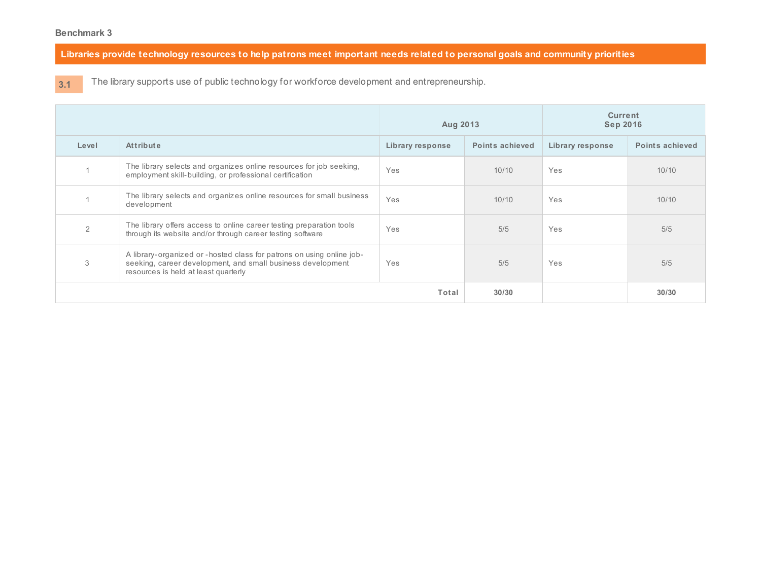**Benchmark 3**

## Libraries provide technology resources to help patrons meet important needs related to personal goals and community priorities

**3.1** The library supports use of public technology for workforce development and entrepreneurship.

| | | Aug 2013 | | Current Sep 2016 | |
|---|---|---|---|---|---|
| **Level** | **Attribute** | **Library response** | **Points achieved** | **Library response** | **Points achieved** |
| 1 | The library selects and organizes online resources for job seeking, employment skill-building, or professional certification | Yes | 10/10 | Yes | 10/10 |
| 1 | The library selects and organizes online resources for small business development | Yes | 10/10 | Yes | 10/10 |
| 2 | The library offers access to online career testing preparation tools through its website and/or through career testing software | Yes | 5/5 | Yes | 5/5 |
| 3 | A library-organized or -hosted class for patrons on using online job-seeking, career development, and small business development resources is held at least quarterly | Yes | 5/5 | Yes | 5/5 |
| | | **Total** | **30/30** | | **30/30** |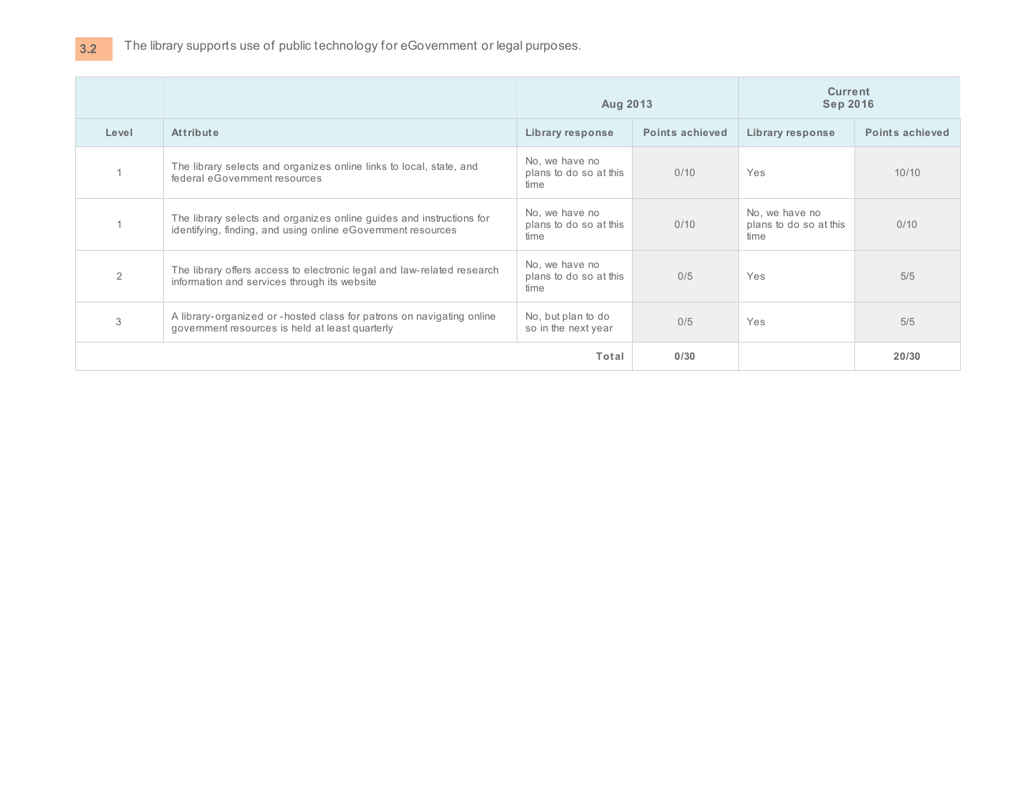**3.2** The library supports use of public technology for eGovernment or legal purposes.

| | | Aug 2013 | | Current Sep 2016 | |
|---|---|---|---|---|---|
| **Level** | **Attribute** | **Library response** | **Points achieved** | **Library response** | **Points achieved** |
| 1 | The library selects and organizes online links to local, state, and federal eGovernment resources | No, we have no plans to do so at this time | 0/10 | Yes | 10/10 |
| 1 | The library selects and organizes online guides and instructions for identifying, finding, and using online eGovernment resources | No, we have no plans to do so at this time | 0/10 | No, we have no plans to do so at this time | 0/10 |
| 2 | The library offers access to electronic legal and law-related research information and services through its website | No, we have no plans to do so at this time | 0/5 | Yes | 5/5 |
| 3 | A library-organized or -hosted class for patrons on navigating online government resources is held at least quarterly | No, but plan to do so in the next year | 0/5 | Yes | 5/5 |
| | | **Total** | **0/30** | | **20/30** |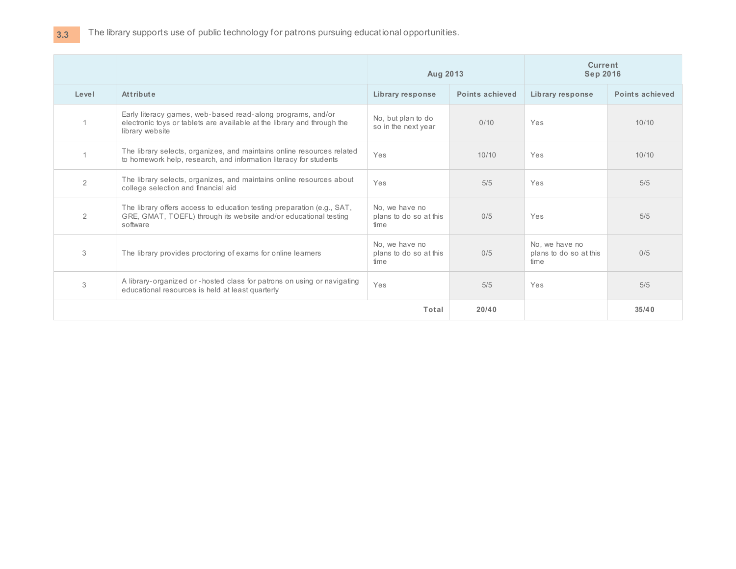**3.3** The library supports use of public technology for patrons pursuing educational opportunities.

| | | Aug 2013 | | Current Sep 2016 | |
|---|---|---|---|---|---|
| **Level** | **Attribute** | **Library response** | **Points achieved** | **Library response** | **Points achieved** |
| 1 | Early literacy games, web-based read-along programs, and/or electronic toys or tablets are available at the library and through the library website | No, but plan to do so in the next year | 0/10 | Yes | 10/10 |
| 1 | The library selects, organizes, and maintains online resources related to homework help, research, and information literacy for students | Yes | 10/10 | Yes | 10/10 |
| 2 | The library selects, organizes, and maintains online resources about college selection and financial aid | Yes | 5/5 | Yes | 5/5 |
| 2 | The library offers access to education testing preparation (e.g., SAT, GRE, GMAT, TOEFL) through its website and/or educational testing software | No, we have no plans to do so at this time | 0/5 | Yes | 5/5 |
| 3 | The library provides proctoring of exams for online learners | No, we have no plans to do so at this time | 0/5 | No, we have no plans to do so at this time | 0/5 |
| 3 | A library-organized or -hosted class for patrons on using or navigating educational resources is held at least quarterly | Yes | 5/5 | Yes | 5/5 |
| | | **Total** | **20/40** | | **35/40** |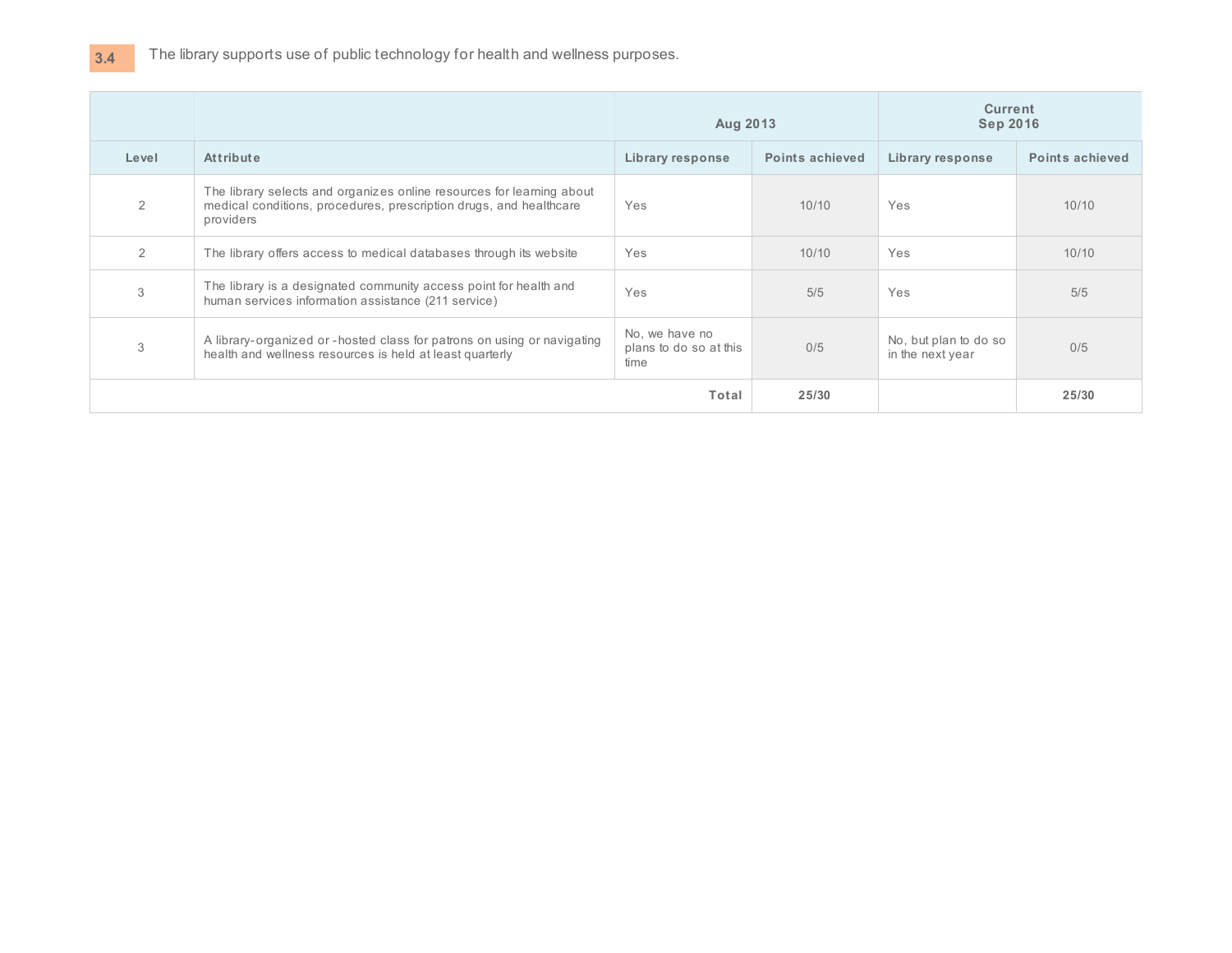**3.4** The library supports use of public technology for health and wellness purposes.

| | | Aug 2013 | | Current Sep 2016 | |
|---|---|---|---|---|---|
| Level | Attribute | Library response | Points achieved | Library response | Points achieved |
| 2 | The library selects and organizes online resources for learning about medical conditions, procedures, prescription drugs, and healthcare providers | Yes | 10/10 | Yes | 10/10 |
| 2 | The library offers access to medical databases through its website | Yes | 10/10 | Yes | 10/10 |
| 3 | The library is a designated community access point for health and human services information assistance (211 service) | Yes | 5/5 | Yes | 5/5 |
| 3 | A library-organized or -hosted class for patrons on using or navigating health and wellness resources is held at least quarterly | No, we have no plans to do so at this time | 0/5 | No, but plan to do so in the next year | 0/5 |
| | | **Total** | **25/30** | | **25/30** |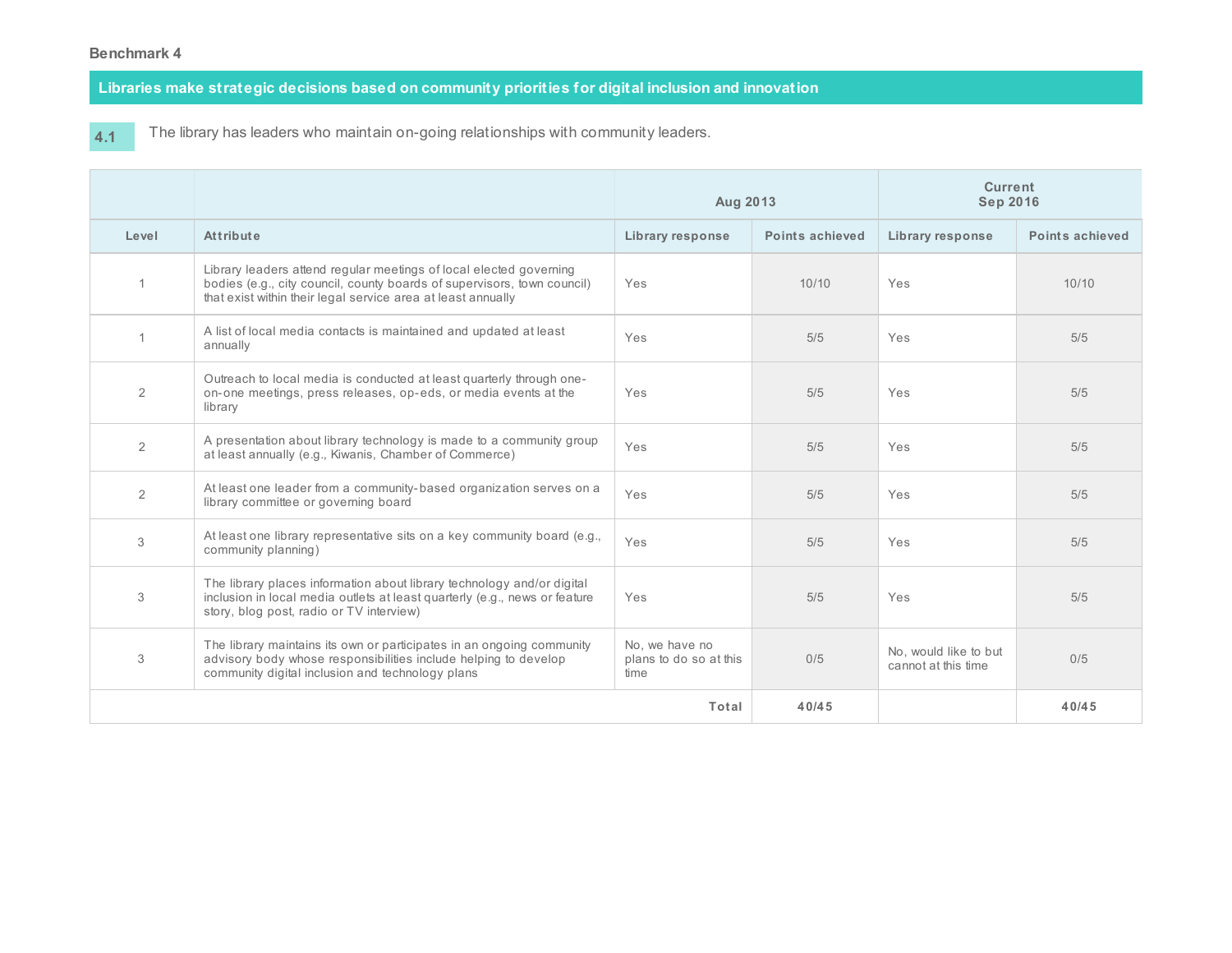**Benchmark 4**

## Libraries make strategic decisions based on community priorities for digital inclusion and innovation

**4.1** The library has leaders who maintain on-going relationships with community leaders.

| | | Aug 2013 | | Current Sep 2016 | |
|---|---|---|---|---|---|
| **Level** | **Attribute** | **Library response** | **Points achieved** | **Library response** | **Points achieved** |
| 1 | Library leaders attend regular meetings of local elected governing bodies (e.g., city council, county boards of supervisors, town council) that exist within their legal service area at least annually | Yes | 10/10 | Yes | 10/10 |
| 1 | A list of local media contacts is maintained and updated at least annually | Yes | 5/5 | Yes | 5/5 |
| 2 | Outreach to local media is conducted at least quarterly through one-on-one meetings, press releases, op-eds, or media events at the library | Yes | 5/5 | Yes | 5/5 |
| 2 | A presentation about library technology is made to a community group at least annually (e.g., Kiwanis, Chamber of Commerce) | Yes | 5/5 | Yes | 5/5 |
| 2 | At least one leader from a community-based organization serves on a library committee or governing board | Yes | 5/5 | Yes | 5/5 |
| 3 | At least one library representative sits on a key community board (e.g., community planning) | Yes | 5/5 | Yes | 5/5 |
| 3 | The library places information about library technology and/or digital inclusion in local media outlets at least quarterly (e.g., news or feature story, blog post, radio or TV interview) | Yes | 5/5 | Yes | 5/5 |
| 3 | The library maintains its own or participates in an ongoing community advisory body whose responsibilities include helping to develop community digital inclusion and technology plans | No, we have no plans to do so at this time | 0/5 | No, would like to but cannot at this time | 0/5 |
| | | **Total** | **40/45** | | **40/45** |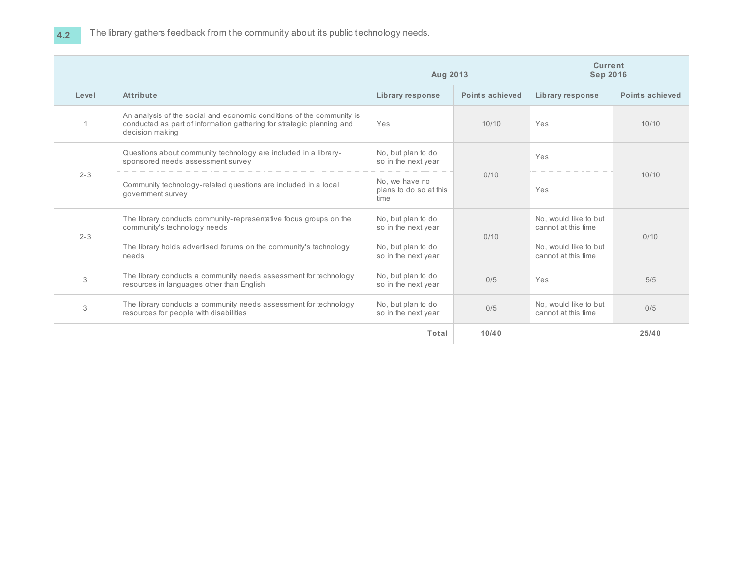**4.2** The library gathers feedback from the community about its public technology needs.

| | | Aug 2013 | | Current Sep 2016 | |
|---|---|---|---|---|---|
| **Level** | **Attribute** | **Library response** | **Points achieved** | **Library response** | **Points achieved** |
| 1 | An analysis of the social and economic conditions of the community is conducted as part of information gathering for strategic planning and decision making | Yes | 10/10 | Yes | 10/10 |
| 2-3 | Questions about community technology are included in a library-sponsored needs assessment survey | No, but plan to do so in the next year | 0/10 | Yes | 10/10 |
| | Community technology-related questions are included in a local government survey | No, we have no plans to do so at this time | | Yes | |
| 2-3 | The library conducts community-representative focus groups on the community's technology needs | No, but plan to do so in the next year | 0/10 | No, would like to but cannot at this time | 0/10 |
| | The library holds advertised forums on the community's technology needs | No, but plan to do so in the next year | | No, would like to but cannot at this time | |
| 3 | The library conducts a community needs assessment for technology resources in languages other than English | No, but plan to do so in the next year | 0/5 | Yes | 5/5 |
| 3 | The library conducts a community needs assessment for technology resources for people with disabilities | No, but plan to do so in the next year | 0/5 | No, would like to but cannot at this time | 0/5 |
| | | **Total** | **10/40** | | **25/40** |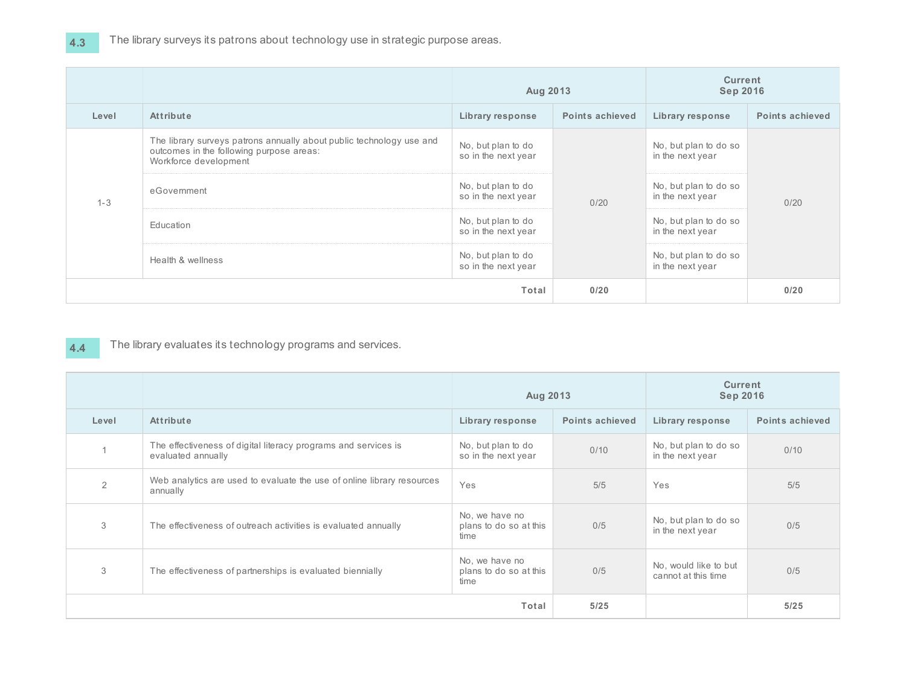**4.3** The library surveys its patrons about technology use in strategic purpose areas.

| | | Aug 2013 | | Current Sep 2016 | |
|---|---|---|---|---|---|
| **Level** | **Attribute** | **Library response** | **Points achieved** | **Library response** | **Points achieved** |
| 1-3 | The library surveys patrons annually about public technology use and outcomes in the following purpose areas: Workforce development | No, but plan to do so in the next year | 0/20 | No, but plan to do so in the next year | 0/20 |
| | eGovernment | No, but plan to do so in the next year | | No, but plan to do so in the next year | |
| | Education | No, but plan to do so in the next year | | No, but plan to do so in the next year | |
| | Health & wellness | No, but plan to do so in the next year | | No, but plan to do so in the next year | |
| | | **Total** | **0/20** | | **0/20** |

**4.4** The library evaluates its technology programs and services.

| | | Aug 2013 | | Current Sep 2016 | |
|---|---|---|---|---|---|
| **Level** | **Attribute** | **Library response** | **Points achieved** | **Library response** | **Points achieved** |
| 1 | The effectiveness of digital literacy programs and services is evaluated annually | No, but plan to do so in the next year | 0/10 | No, but plan to do so in the next year | 0/10 |
| 2 | Web analytics are used to evaluate the use of online library resources annually | Yes | 5/5 | Yes | 5/5 |
| 3 | The effectiveness of outreach activities is evaluated annually | No, we have no plans to do so at this time | 0/5 | No, but plan to do so in the next year | 0/5 |
| 3 | The effectiveness of partnerships is evaluated biennially | No, we have no plans to do so at this time | 0/5 | No, would like to but cannot at this time | 0/5 |
| | | **Total** | **5/25** | | **5/25** |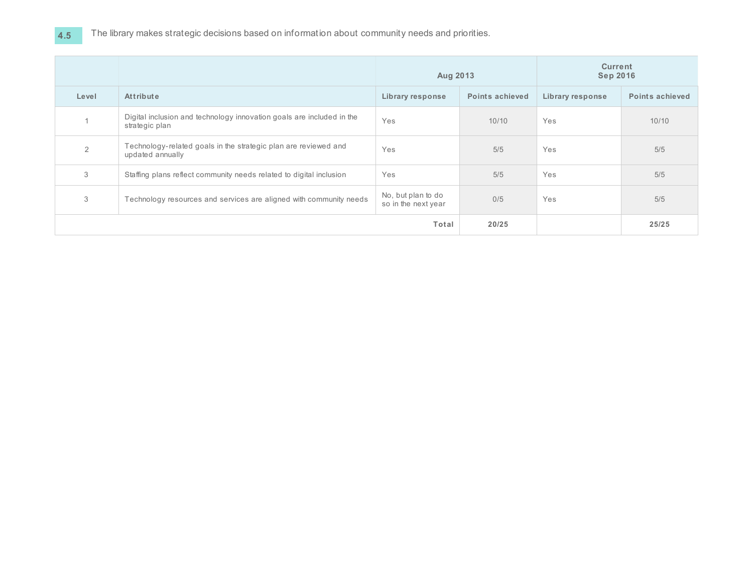**4.5** The library makes strategic decisions based on information about community needs and priorities.

| | | Aug 2013 | | Current Sep 2016 | |
|---|---|---|---|---|---|
| **Level** | **Attribute** | **Library response** | **Points achieved** | **Library response** | **Points achieved** |
| 1 | Digital inclusion and technology innovation goals are included in the strategic plan | Yes | 10/10 | Yes | 10/10 |
| 2 | Technology-related goals in the strategic plan are reviewed and updated annually | Yes | 5/5 | Yes | 5/5 |
| 3 | Staffing plans reflect community needs related to digital inclusion | Yes | 5/5 | Yes | 5/5 |
| 3 | Technology resources and services are aligned with community needs | No, but plan to do so in the next year | 0/5 | Yes | 5/5 |
| | | **Total** | **20/25** | | **25/25** |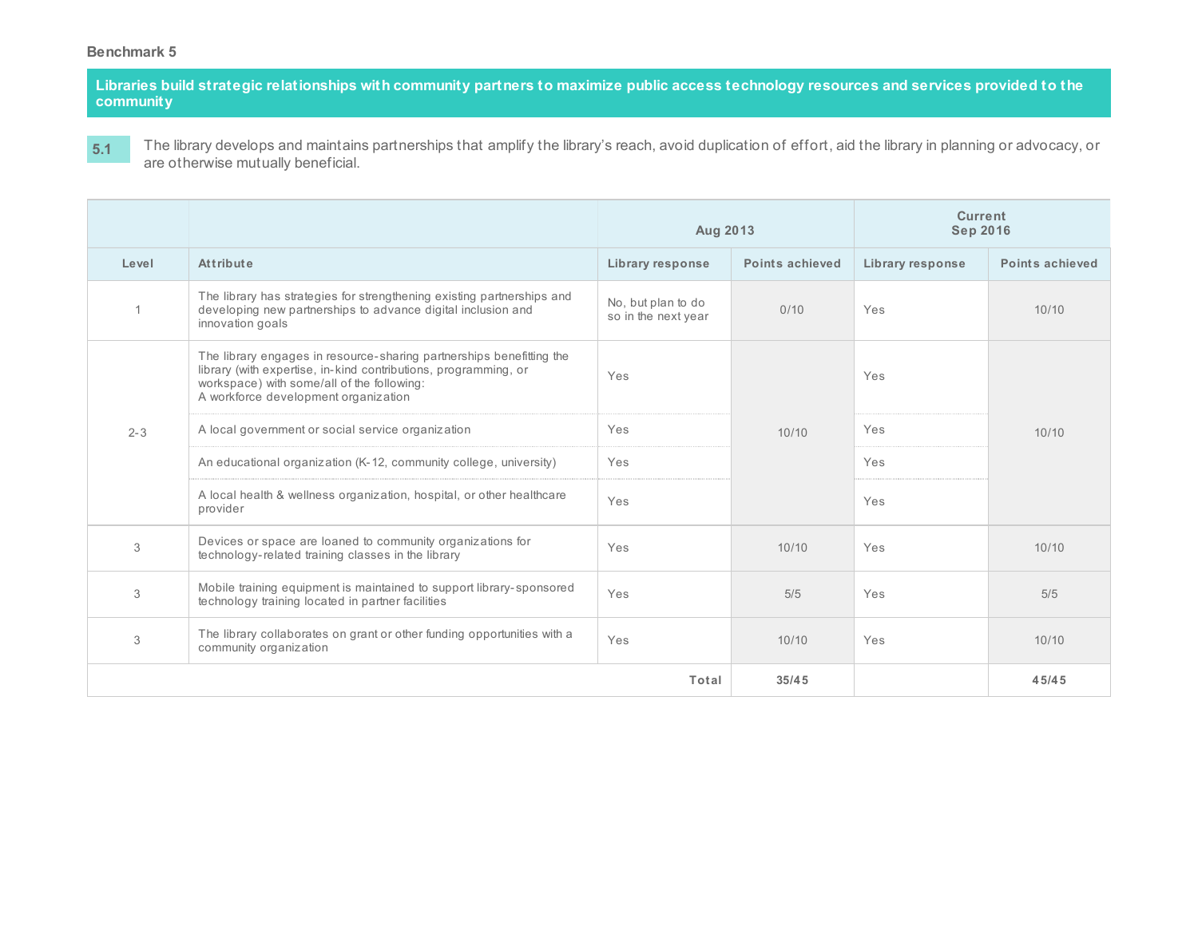**Benchmark 5**

## Libraries build strategic relationships with community partners to maximize public access technology resources and services provided to the community

**5.1** The library develops and maintains partnerships that amplify the library's reach, avoid duplication of effort, aid the library in planning or advocacy, or are otherwise mutually beneficial.

| | | Aug 2013 | | Current Sep 2016 | |
|---|---|---|---|---|---|
| **Level** | **Attribute** | **Library response** | **Points achieved** | **Library response** | **Points achieved** |
| 1 | The library has strategies for strengthening existing partnerships and developing new partnerships to advance digital inclusion and innovation goals | No, but plan to do so in the next year | 0/10 | Yes | 10/10 |
| 2-3 | The library engages in resource-sharing partnerships benefitting the library (with expertise, in-kind contributions, programming, or workspace) with some/all of the following: A workforce development organization | Yes | 10/10 | Yes | 10/10 |
| | A local government or social service organization | Yes | | Yes | |
| | An educational organization (K-12, community college, university) | Yes | | Yes | |
| | A local health & wellness organization, hospital, or other healthcare provider | Yes | | Yes | |
| 3 | Devices or space are loaned to community organizations for technology-related training classes in the library | Yes | 10/10 | Yes | 10/10 |
| 3 | Mobile training equipment is maintained to support library-sponsored technology training located in partner facilities | Yes | 5/5 | Yes | 5/5 |
| 3 | The library collaborates on grant or other funding opportunities with a community organization | Yes | 10/10 | Yes | 10/10 |
| | | **Total** | **35/45** | | **45/45** |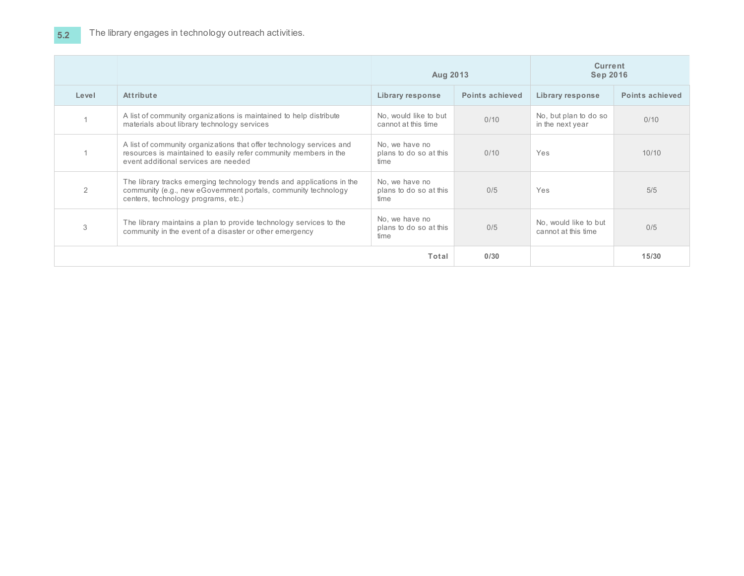**5.2** The library engages in technology outreach activities.

| | | Aug 2013 | | Current Sep 2016 | |
|---|---|---|---|---|---|
| **Level** | **Attribute** | **Library response** | **Points achieved** | **Library response** | **Points achieved** |
| 1 | A list of community organizations is maintained to help distribute materials about library technology services | No, would like to but cannot at this time | 0/10 | No, but plan to do so in the next year | 0/10 |
| 1 | A list of community organizations that offer technology services and resources is maintained to easily refer community members in the event additional services are needed | No, we have no plans to do so at this time | 0/10 | Yes | 10/10 |
| 2 | The library tracks emerging technology trends and applications in the community (e.g., new eGovernment portals, community technology centers, technology programs, etc.) | No, we have no plans to do so at this time | 0/5 | Yes | 5/5 |
| 3 | The library maintains a plan to provide technology services to the community in the event of a disaster or other emergency | No, we have no plans to do so at this time | 0/5 | No, would like to but cannot at this time | 0/5 |
| | | **Total** | **0/30** | | **15/30** |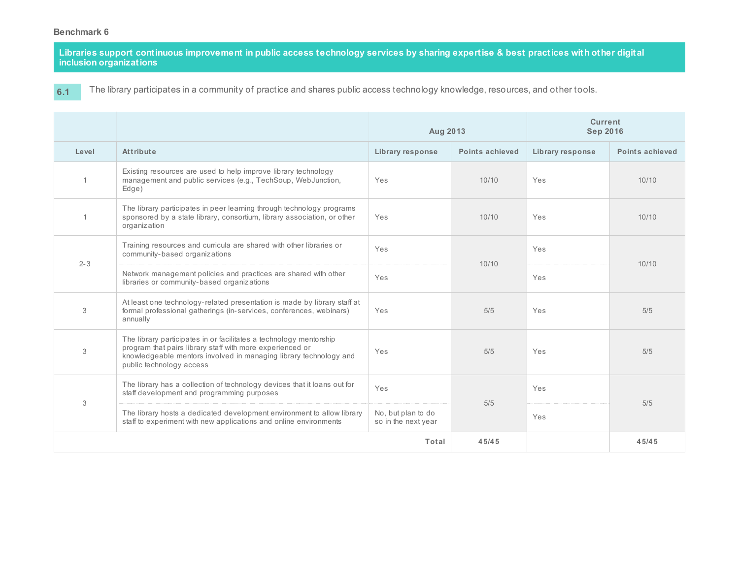**Benchmark 6**

**Libraries support continuous improvement in public access technology services by sharing expertise & best practices with other digital inclusion organizations**

**6.1** The library participates in a community of practice and shares public access technology knowledge, resources, and other tools.

| | | Aug 2013 | | Current Sep 2016 | |
|---|---|---|---|---|---|
| **Level** | **Attribute** | **Library response** | **Points achieved** | **Library response** | **Points achieved** |
| 1 | Existing resources are used to help improve library technology management and public services (e.g., TechSoup, WebJunction, Edge) | Yes | 10/10 | Yes | 10/10 |
| 1 | The library participates in peer learning through technology programs sponsored by a state library, consortium, library association, or other organization | Yes | 10/10 | Yes | 10/10 |
| 2-3 | Training resources and curricula are shared with other libraries or community-based organizations | Yes | 10/10 | Yes | 10/10 |
| | Network management policies and practices are shared with other libraries or community-based organizations | Yes | | Yes | |
| 3 | At least one technology-related presentation is made by library staff at formal professional gatherings (in-services, conferences, webinars) annually | Yes | 5/5 | Yes | 5/5 |
| 3 | The library participates in or facilitates a technology mentorship program that pairs library staff with more experienced or knowledgeable mentors involved in managing library technology and public technology access | Yes | 5/5 | Yes | 5/5 |
| 3 | The library has a collection of technology devices that it loans out for staff development and programming purposes | Yes | 5/5 | Yes | 5/5 |
| | The library hosts a dedicated development environment to allow library staff to experiment with new applications and online environments | No, but plan to do so in the next year | | Yes | |
| | | **Total** | **45/45** | | **45/45** |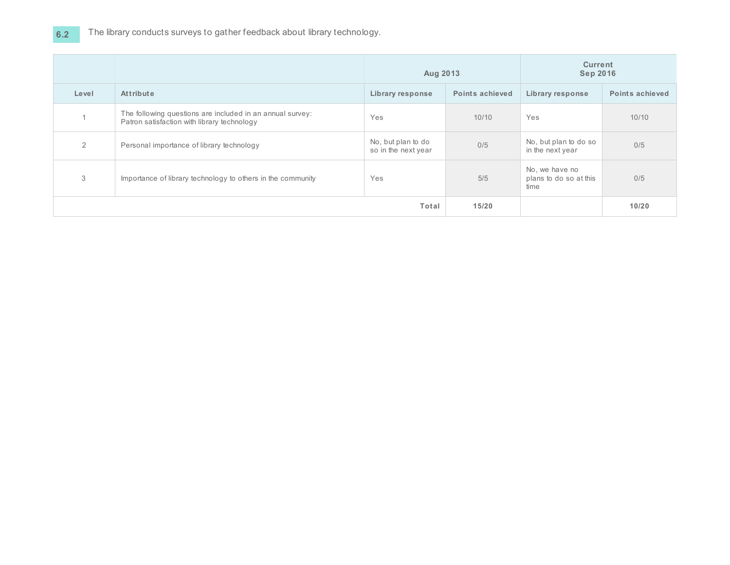**6.2** The library conducts surveys to gather feedback about library technology.

| | | Aug 2013 | | Current Sep 2016 | |
|---|---|---|---|---|---|
| **Level** | **Attribute** | **Library response** | **Points achieved** | **Library response** | **Points achieved** |
| 1 | The following questions are included in an annual survey: Patron satisfaction with library technology | Yes | 10/10 | Yes | 10/10 |
| 2 | Personal importance of library technology | No, but plan to do so in the next year | 0/5 | No, but plan to do so in the next year | 0/5 |
| 3 | Importance of library technology to others in the community | Yes | 5/5 | No, we have no plans to do so at this time | 0/5 |
| | **Total** | | **15/20** | | **10/20** |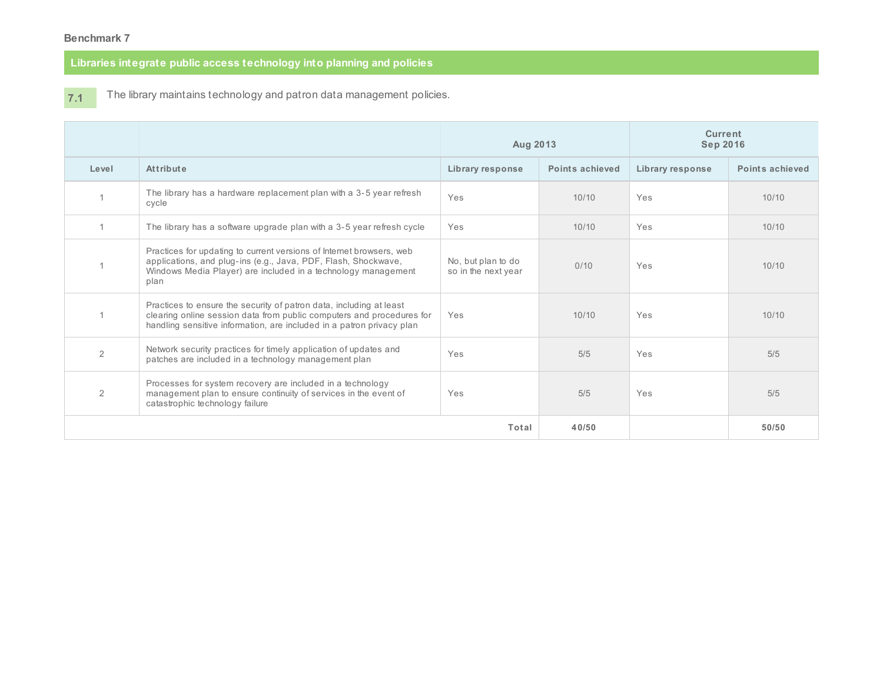**Benchmark 7**

## Libraries integrate public access technology into planning and policies

**7.1** The library maintains technology and patron data management policies.

| | | Aug 2013 | | Current Sep 2016 | |
|---|---|---|---|---|---|
| **Level** | **Attribute** | **Library response** | **Points achieved** | **Library response** | **Points achieved** |
| 1 | The library has a hardware replacement plan with a 3-5 year refresh cycle | Yes | 10/10 | Yes | 10/10 |
| 1 | The library has a software upgrade plan with a 3-5 year refresh cycle | Yes | 10/10 | Yes | 10/10 |
| 1 | Practices for updating to current versions of Internet browsers, web applications, and plug-ins (e.g., Java, PDF, Flash, Shockwave, Windows Media Player) are included in a technology management plan | No, but plan to do so in the next year | 0/10 | Yes | 10/10 |
| 1 | Practices to ensure the security of patron data, including at least clearing online session data from public computers and procedures for handling sensitive information, are included in a patron privacy plan | Yes | 10/10 | Yes | 10/10 |
| 2 | Network security practices for timely application of updates and patches are included in a technology management plan | Yes | 5/5 | Yes | 5/5 |
| 2 | Processes for system recovery are included in a technology management plan to ensure continuity of services in the event of catastrophic technology failure | Yes | 5/5 | Yes | 5/5 |
| | | **Total** | **40/50** | | **50/50** |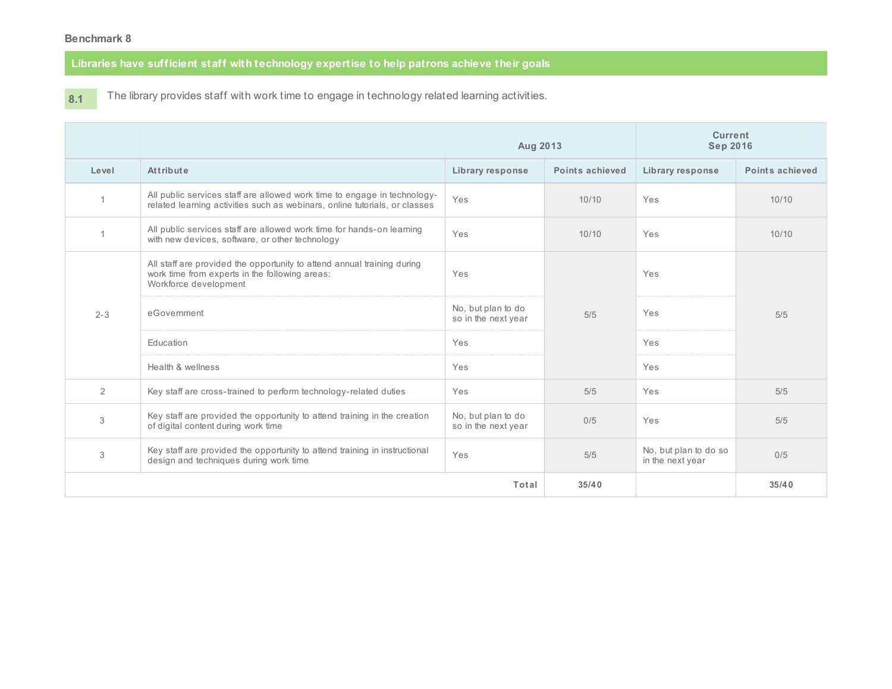**Benchmark 8**

## Libraries have sufficient staff with technology expertise to help patrons achieve their goals

**8.1** The library provides staff with work time to engage in technology related learning activities.

| | | Aug 2013 | | Current Sep 2016 | |
|---|---|---|---|---|---|
| **Level** | **Attribute** | **Library response** | **Points achieved** | **Library response** | **Points achieved** |
| 1 | All public services staff are allowed work time to engage in technology-related learning activities such as webinars, online tutorials, or classes | Yes | 10/10 | Yes | 10/10 |
| 1 | All public services staff are allowed work time for hands-on learning with new devices, software, or other technology | Yes | 10/10 | Yes | 10/10 |
| 2-3 | All staff are provided the opportunity to attend annual training during work time from experts in the following areas: Workforce development | Yes | 5/5 | Yes | 5/5 |
| | eGovernment | No, but plan to do so in the next year | | Yes | |
| | Education | Yes | | Yes | |
| | Health & wellness | Yes | | Yes | |
| 2 | Key staff are cross-trained to perform technology-related duties | Yes | 5/5 | Yes | 5/5 |
| 3 | Key staff are provided the opportunity to attend training in the creation of digital content during work time | No, but plan to do so in the next year | 0/5 | Yes | 5/5 |
| 3 | Key staff are provided the opportunity to attend training in instructional design and techniques during work time | Yes | 5/5 | No, but plan to do so in the next year | 0/5 |
| | | **Total** | **35/40** | | **35/40** |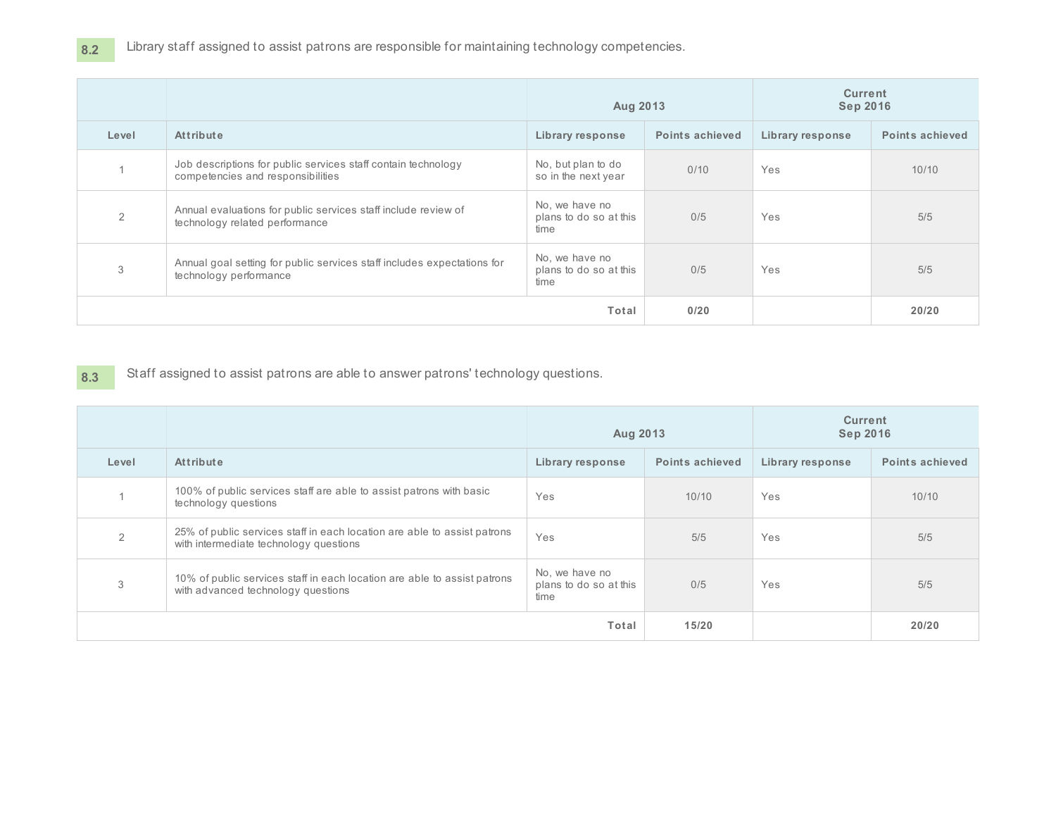**8.2** Library staff assigned to assist patrons are responsible for maintaining technology competencies.

| | | Aug 2013 | | Current Sep 2016 | |
|---|---|---|---|---|---|
| **Level** | **Attribute** | **Library response** | **Points achieved** | **Library response** | **Points achieved** |
| 1 | Job descriptions for public services staff contain technology competencies and responsibilities | No, but plan to do so in the next year | 0/10 | Yes | 10/10 |
| 2 | Annual evaluations for public services staff include review of technology related performance | No, we have no plans to do so at this time | 0/5 | Yes | 5/5 |
| 3 | Annual goal setting for public services staff includes expectations for technology performance | No, we have no plans to do so at this time | 0/5 | Yes | 5/5 |
| | | **Total** | **0/20** | | **20/20** |

**8.3** Staff assigned to assist patrons are able to answer patrons' technology questions.

| | | Aug 2013 | | Current Sep 2016 | |
|---|---|---|---|---|---|
| **Level** | **Attribute** | **Library response** | **Points achieved** | **Library response** | **Points achieved** |
| 1 | 100% of public services staff are able to assist patrons with basic technology questions | Yes | 10/10 | Yes | 10/10 |
| 2 | 25% of public services staff in each location are able to assist patrons with intermediate technology questions | Yes | 5/5 | Yes | 5/5 |
| 3 | 10% of public services staff in each location are able to assist patrons with advanced technology questions | No, we have no plans to do so at this time | 0/5 | Yes | 5/5 |
| | | **Total** | **15/20** | | **20/20** |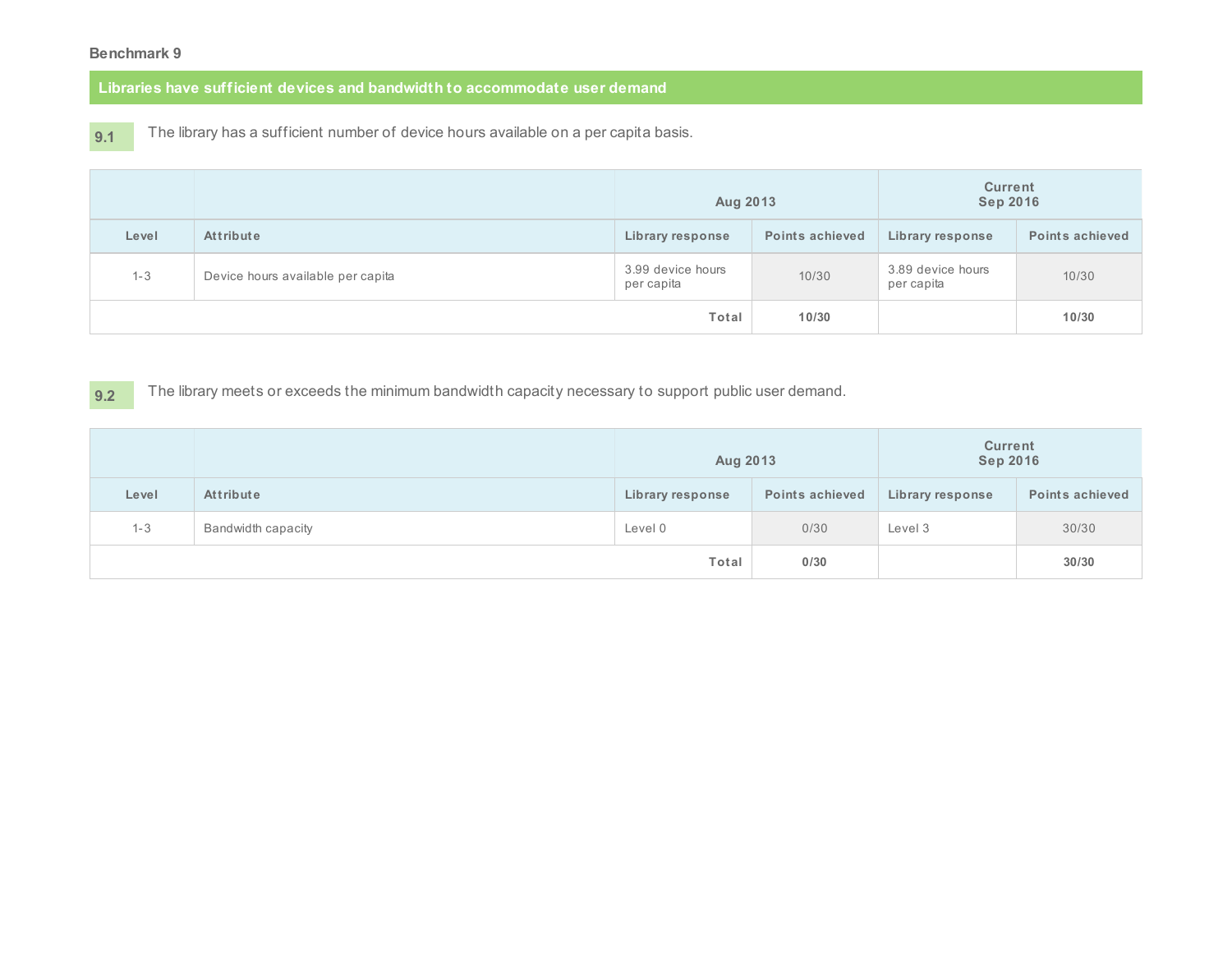### Benchmark 9

## Libraries have sufficient devices and bandwidth to accommodate user demand

**9.1** The library has a sufficient number of device hours available on a per capita basis.

| | | Aug 2013 | | Current Sep 2016 | |
|---|---|---|---|---|---|
| **Level** | **Attribute** | **Library response** | **Points achieved** | **Library response** | **Points achieved** |
| 1-3 | Device hours available per capita | 3.99 device hours per capita | 10/30 | 3.89 device hours per capita | 10/30 |
| | **Total** | | **10/30** | | **10/30** |

**9.2** The library meets or exceeds the minimum bandwidth capacity necessary to support public user demand.

| | | Aug 2013 | | Current Sep 2016 | |
|---|---|---|---|---|---|
| **Level** | **Attribute** | **Library response** | **Points achieved** | **Library response** | **Points achieved** |
| 1-3 | Bandwidth capacity | Level 0 | 0/30 | Level 3 | 30/30 |
| | **Total** | | **0/30** | | **30/30** |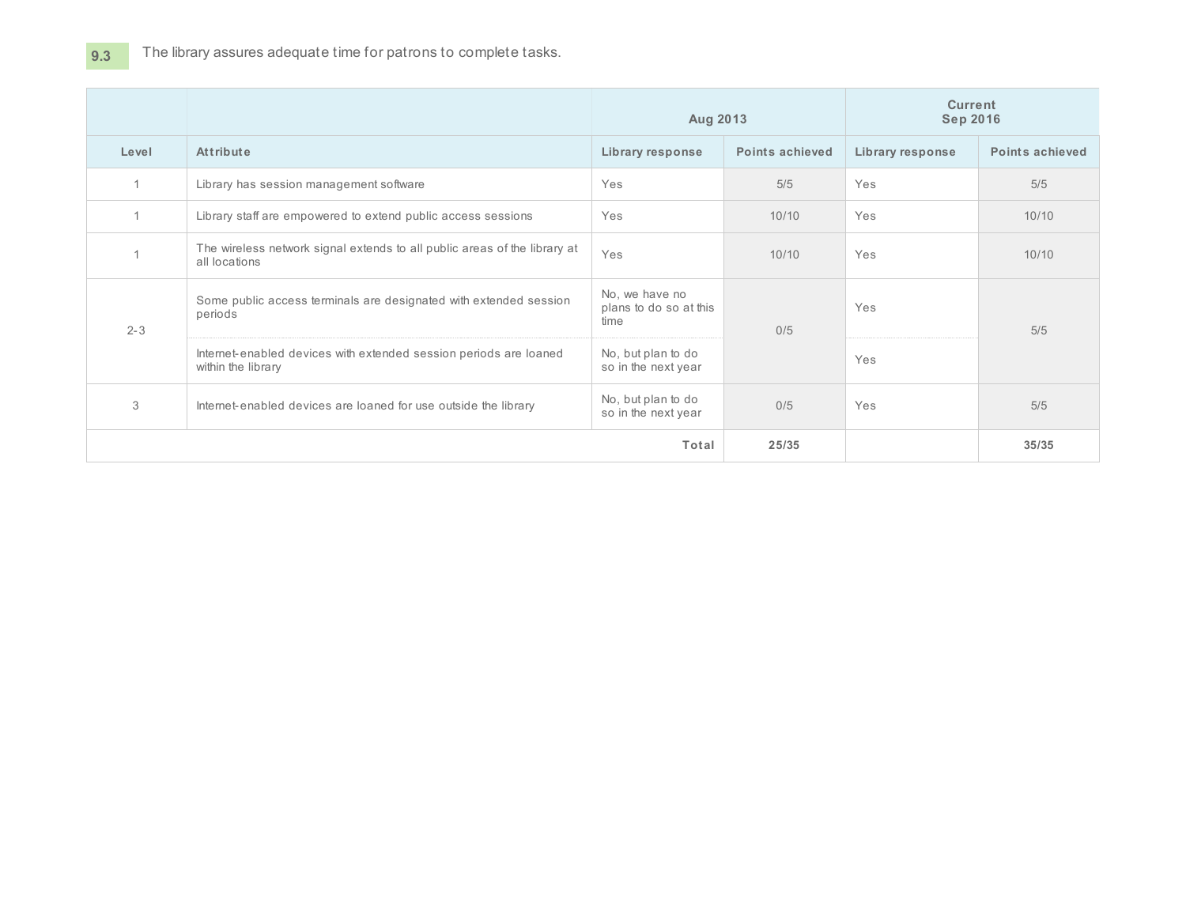**9.3** The library assures adequate time for patrons to complete tasks.

| | | Aug 2013 | | Current Sep 2016 | |
|---|---|---|---|---|---|
| **Level** | **Attribute** | **Library response** | **Points achieved** | **Library response** | **Points achieved** |
| 1 | Library has session management software | Yes | 5/5 | Yes | 5/5 |
| 1 | Library staff are empowered to extend public access sessions | Yes | 10/10 | Yes | 10/10 |
| 1 | The wireless network signal extends to all public areas of the library at all locations | Yes | 10/10 | Yes | 10/10 |
| 2-3 | Some public access terminals are designated with extended session periods | No, we have no plans to do so at this time | 0/5 | Yes | 5/5 |
| | Internet-enabled devices with extended session periods are loaned within the library | No, but plan to do so in the next year | | Yes | |
| 3 | Internet-enabled devices are loaned for use outside the library | No, but plan to do so in the next year | 0/5 | Yes | 5/5 |
| | | **Total** | **25/35** | | **35/35** |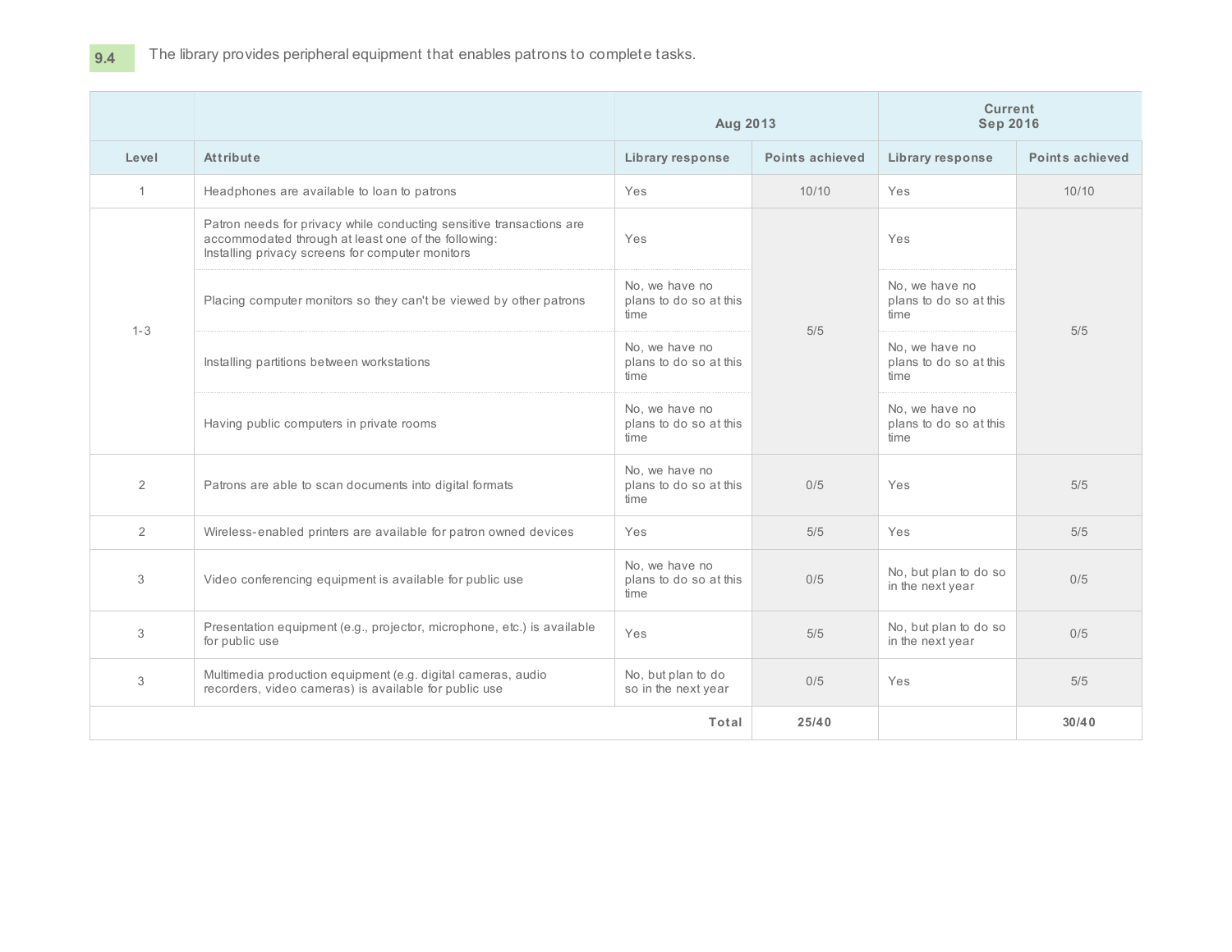**9.4** The library provides peripheral equipment that enables patrons to complete tasks.

| | | Aug 2013 | | Current Sep 2016 | |
|---|---|---|---|---|---|
| **Level** | **Attribute** | **Library response** | **Points achieved** | **Library response** | **Points achieved** |
| 1 | Headphones are available to loan to patrons | Yes | 10/10 | Yes | 10/10 |
| 1-3 | Patron needs for privacy while conducting sensitive transactions are accommodated through at least one of the following: Installing privacy screens for computer monitors | Yes | 5/5 | Yes | 5/5 |
| | Placing computer monitors so they can't be viewed by other patrons | No, we have no plans to do so at this time | | No, we have no plans to do so at this time | |
| | Installing partitions between workstations | No, we have no plans to do so at this time | | No, we have no plans to do so at this time | |
| | Having public computers in private rooms | No, we have no plans to do so at this time | | No, we have no plans to do so at this time | |
| 2 | Patrons are able to scan documents into digital formats | No, we have no plans to do so at this time | 0/5 | Yes | 5/5 |
| 2 | Wireless-enabled printers are available for patron owned devices | Yes | 5/5 | Yes | 5/5 |
| 3 | Video conferencing equipment is available for public use | No, we have no plans to do so at this time | 0/5 | No, but plan to do so in the next year | 0/5 |
| 3 | Presentation equipment (e.g., projector, microphone, etc.) is available for public use | Yes | 5/5 | No, but plan to do so in the next year | 0/5 |
| 3 | Multimedia production equipment (e.g. digital cameras, audio recorders, video cameras) is available for public use | No, but plan to do so in the next year | 0/5 | Yes | 5/5 |
| | | **Total** | **25/40** | | **30/40** |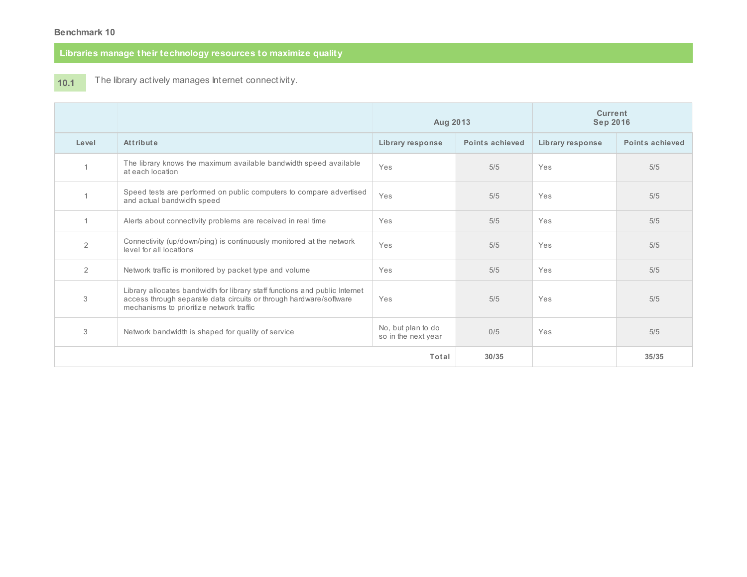**Benchmark 10**

## Libraries manage their technology resources to maximize quality

**10.1** The library actively manages Internet connectivity.

| | | Aug 2013 | | Current Sep 2016 | |
|---|---|---|---|---|---|
| **Level** | **Attribute** | **Library response** | **Points achieved** | **Library response** | **Points achieved** |
| 1 | The library knows the maximum available bandwidth speed available at each location | Yes | 5/5 | Yes | 5/5 |
| 1 | Speed tests are performed on public computers to compare advertised and actual bandwidth speed | Yes | 5/5 | Yes | 5/5 |
| 1 | Alerts about connectivity problems are received in real time | Yes | 5/5 | Yes | 5/5 |
| 2 | Connectivity (up/down/ping) is continuously monitored at the network level for all locations | Yes | 5/5 | Yes | 5/5 |
| 2 | Network traffic is monitored by packet type and volume | Yes | 5/5 | Yes | 5/5 |
| 3 | Library allocates bandwidth for library staff functions and public Internet access through separate data circuits or through hardware/software mechanisms to prioritize network traffic | Yes | 5/5 | Yes | 5/5 |
| 3 | Network bandwidth is shaped for quality of service | No, but plan to do so in the next year | 0/5 | Yes | 5/5 |
| | | **Total** | **30/35** | | **35/35** |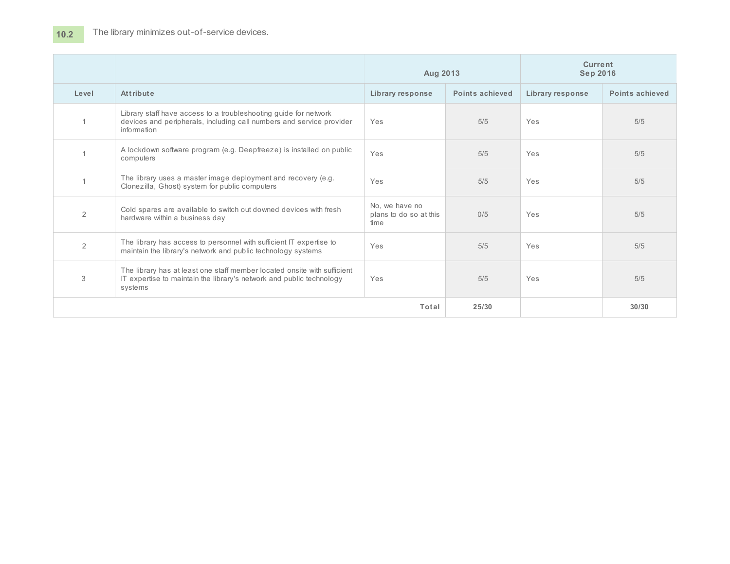**10.2** The library minimizes out-of-service devices.

| | | Aug 2013 | | Current Sep 2016 | |
|---|---|---|---|---|---|
| **Level** | **Attribute** | **Library response** | **Points achieved** | **Library response** | **Points achieved** |
| 1 | Library staff have access to a troubleshooting guide for network devices and peripherals, including call numbers and service provider information | Yes | 5/5 | Yes | 5/5 |
| 1 | A lockdown software program (e.g. Deepfreeze) is installed on public computers | Yes | 5/5 | Yes | 5/5 |
| 1 | The library uses a master image deployment and recovery (e.g. Clonezilla, Ghost) system for public computers | Yes | 5/5 | Yes | 5/5 |
| 2 | Cold spares are available to switch out downed devices with fresh hardware within a business day | No, we have no plans to do so at this time | 0/5 | Yes | 5/5 |
| 2 | The library has access to personnel with sufficient IT expertise to maintain the library's network and public technology systems | Yes | 5/5 | Yes | 5/5 |
| 3 | The library has at least one staff member located onsite with sufficient IT expertise to maintain the library's network and public technology systems | Yes | 5/5 | Yes | 5/5 |
| | | **Total** | **25/30** | | **30/30** |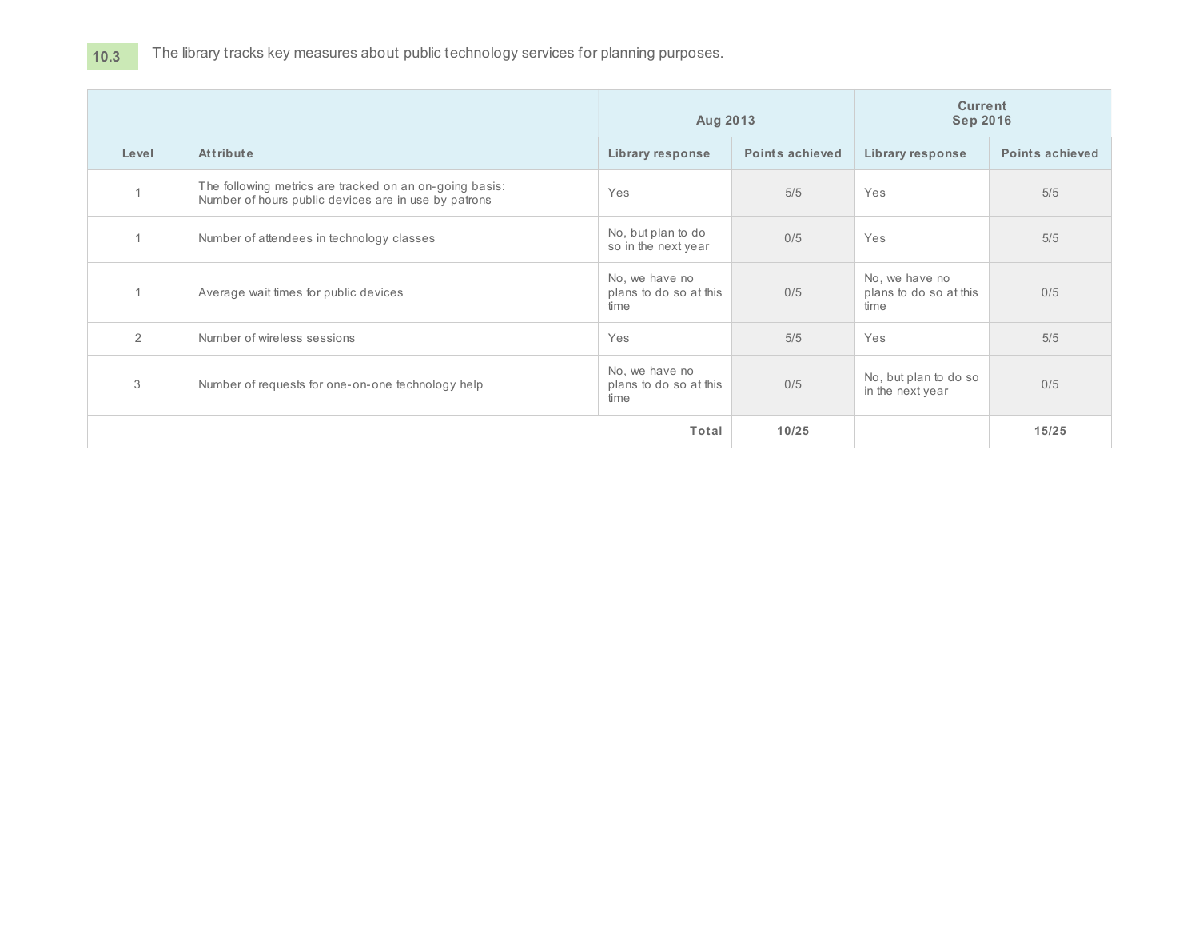**10.3** The library tracks key measures about public technology services for planning purposes.

| | | Aug 2013 | | Current Sep 2016 | |
|---|---|---|---|---|---|
| Level | Attribute | Library response | Points achieved | Library response | Points achieved |
| 1 | The following metrics are tracked on an on-going basis: Number of hours public devices are in use by patrons | Yes | 5/5 | Yes | 5/5 |
| 1 | Number of attendees in technology classes | No, but plan to do so in the next year | 0/5 | Yes | 5/5 |
| 1 | Average wait times for public devices | No, we have no plans to do so at this time | 0/5 | No, we have no plans to do so at this time | 0/5 |
| 2 | Number of wireless sessions | Yes | 5/5 | Yes | 5/5 |
| 3 | Number of requests for one-on-one technology help | No, we have no plans to do so at this time | 0/5 | No, but plan to do so in the next year | 0/5 |
| | | Total | 10/25 | | 15/25 |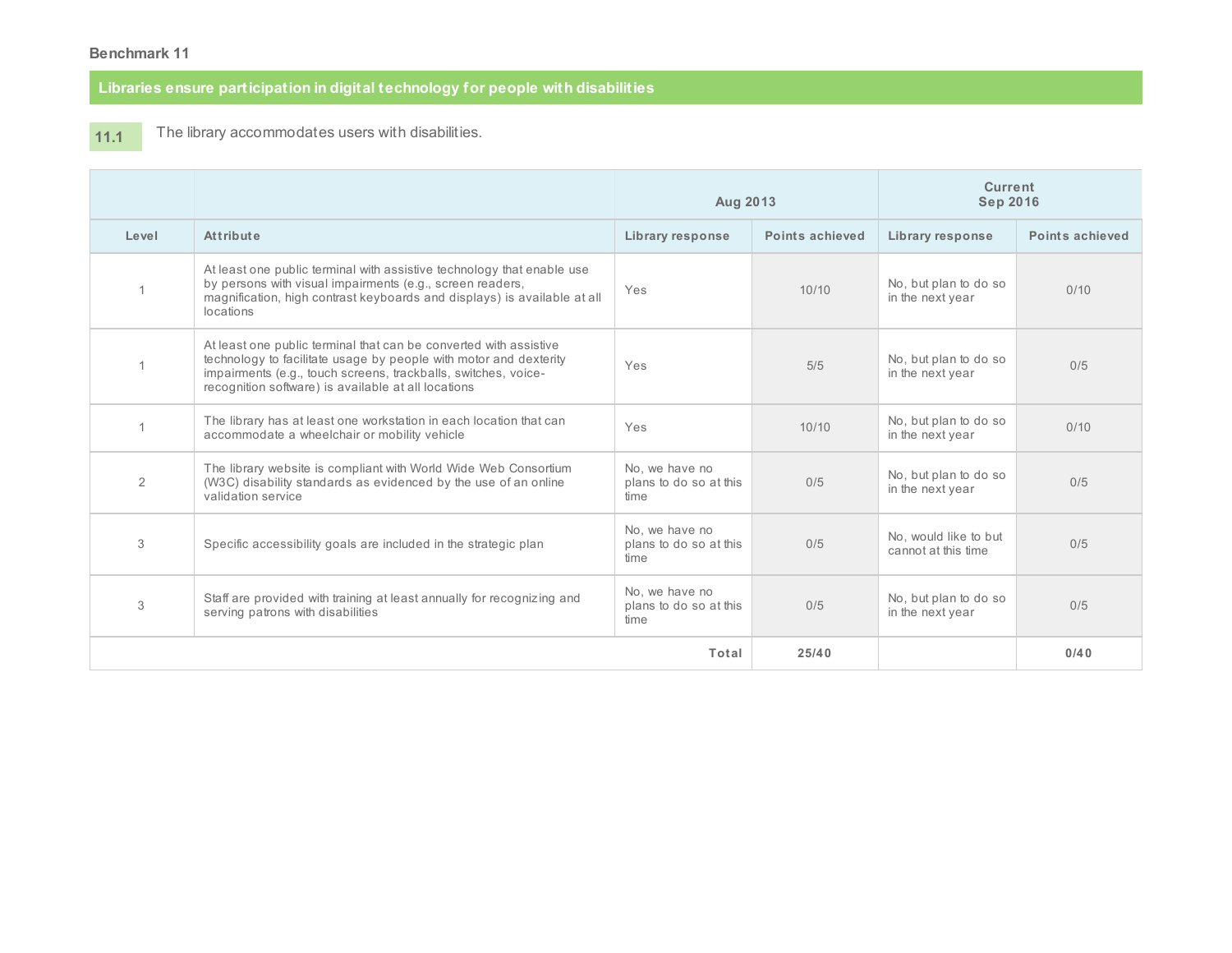**Benchmark 11**

## Libraries ensure participation in digital technology for people with disabilities

**11.1** The library accommodates users with disabilities.

| | | Aug 2013 | | Current Sep 2016 | |
|---|---|---|---|---|---|
| Level | Attribute | Library response | Points achieved | Library response | Points achieved |
| 1 | At least one public terminal with assistive technology that enable use by persons with visual impairments (e.g., screen readers, magnification, high contrast keyboards and displays) is available at all locations | Yes | 10/10 | No, but plan to do so in the next year | 0/10 |
| 1 | At least one public terminal that can be converted with assistive technology to facilitate usage by people with motor and dexterity impairments (e.g., touch screens, trackballs, switches, voice-recognition software) is available at all locations | Yes | 5/5 | No, but plan to do so in the next year | 0/5 |
| 1 | The library has at least one workstation in each location that can accommodate a wheelchair or mobility vehicle | Yes | 10/10 | No, but plan to do so in the next year | 0/10 |
| 2 | The library website is compliant with World Wide Web Consortium (W3C) disability standards as evidenced by the use of an online validation service | No, we have no plans to do so at this time | 0/5 | No, but plan to do so in the next year | 0/5 |
| 3 | Specific accessibility goals are included in the strategic plan | No, we have no plans to do so at this time | 0/5 | No, would like to but cannot at this time | 0/5 |
| 3 | Staff are provided with training at least annually for recognizing and serving patrons with disabilities | No, we have no plans to do so at this time | 0/5 | No, but plan to do so in the next year | 0/5 |
| | | Total | 25/40 | | 0/40 |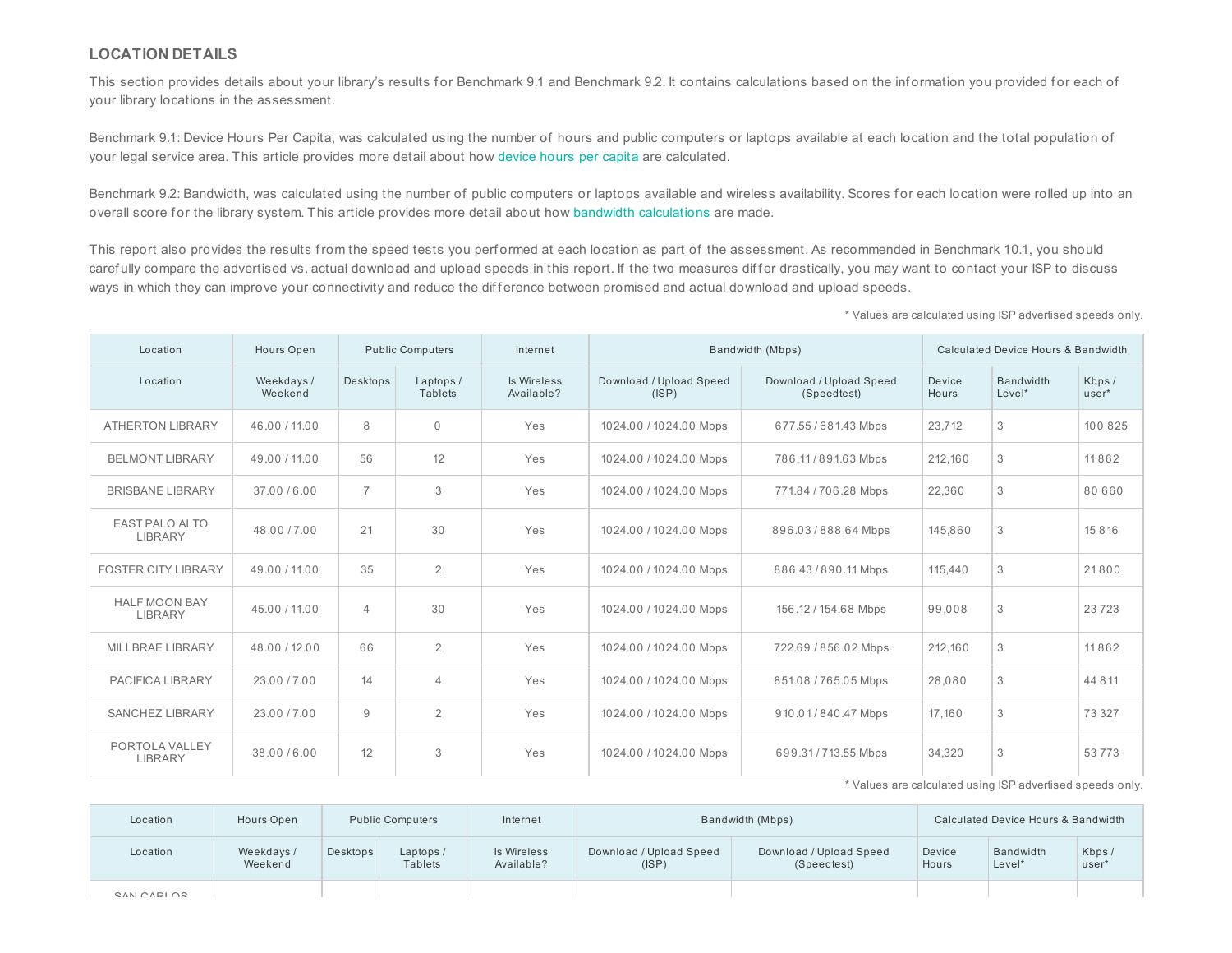### LOCATION DETAILS

This section provides details about your library's results for Benchmark 9.1 and Benchmark 9.2. It contains calculations based on the information you provided for each of your library locations in the assessment.

Benchmark 9.1: Device Hours Per Capita, was calculated using the number of hours and public computers or laptops available at each location and the total population of your legal service area. This article provides more detail about how device hours per capita are calculated.

Benchmark 9.2: Bandwidth, was calculated using the number of public computers or laptops available and wireless availability. Scores for each location were rolled up into an overall score for the library system. This article provides more detail about how bandwidth calculations are made.

This report also provides the results from the speed tests you performed at each location as part of the assessment. As recommended in Benchmark 10.1, you should carefully compare the advertised vs. actual download and upload speeds in this report. If the two measures differ drastically, you may want to contact your ISP to discuss ways in which they can improve your connectivity and reduce the difference between promised and actual download and upload speeds.

\* Values are calculated using ISP advertised speeds only.

| Location | Hours Open | Public Computers | | Internet | Bandwidth (Mbps) | | Calculated Device Hours & Bandwidth | | |
|---|---|---|---|---|---|---|---|---|---|
| Location | Weekdays / Weekend | Desktops | Laptops / Tablets | Is Wireless Available? | Download / Upload Speed (ISP) | Download / Upload Speed (Speedtest) | Device Hours | Bandwidth Level* | Kbps / user* |
| ATHERTON LIBRARY | 46.00 / 11.00 | 8 | 0 | Yes | 1024.00 / 1024.00 Mbps | 677.55 / 681.43 Mbps | 23,712 | 3 | 100 825 |
| BELMONT LIBRARY | 49.00 / 11.00 | 56 | 12 | Yes | 1024.00 / 1024.00 Mbps | 786.11 / 891.63 Mbps | 212,160 | 3 | 11 862 |
| BRISBANE LIBRARY | 37.00 / 6.00 | 7 | 3 | Yes | 1024.00 / 1024.00 Mbps | 771.84 / 706.28 Mbps | 22,360 | 3 | 80 660 |
| EAST PALO ALTO LIBRARY | 48.00 / 7.00 | 21 | 30 | Yes | 1024.00 / 1024.00 Mbps | 896.03 / 888.64 Mbps | 145,860 | 3 | 15 816 |
| FOSTER CITY LIBRARY | 49.00 / 11.00 | 35 | 2 | Yes | 1024.00 / 1024.00 Mbps | 886.43 / 890.11 Mbps | 115,440 | 3 | 21 800 |
| HALF MOON BAY LIBRARY | 45.00 / 11.00 | 4 | 30 | Yes | 1024.00 / 1024.00 Mbps | 156.12 / 154.68 Mbps | 99,008 | 3 | 23 723 |
| MILLBRAE LIBRARY | 48.00 / 12.00 | 66 | 2 | Yes | 1024.00 / 1024.00 Mbps | 722.69 / 856.02 Mbps | 212,160 | 3 | 11 862 |
| PACIFICA LIBRARY | 23.00 / 7.00 | 14 | 4 | Yes | 1024.00 / 1024.00 Mbps | 851.08 / 765.05 Mbps | 28,080 | 3 | 44 811 |
| SANCHEZ LIBRARY | 23.00 / 7.00 | 9 | 2 | Yes | 1024.00 / 1024.00 Mbps | 910.01 / 840.47 Mbps | 17,160 | 3 | 73 327 |
| PORTOLA VALLEY LIBRARY | 38.00 / 6.00 | 12 | 3 | Yes | 1024.00 / 1024.00 Mbps | 699.31 / 713.55 Mbps | 34,320 | 3 | 53 773 |

\* Values are calculated using ISP advertised speeds only.

| Location | Hours Open | Public Computers | | Internet | Bandwidth (Mbps) | | Calculated Device Hours & Bandwidth | | |
|---|---|---|---|---|---|---|---|---|---|
| Location | Weekdays / Weekend | Desktops | Laptops / Tablets | Is Wireless Available? | Download / Upload Speed (ISP) | Download / Upload Speed (Speedtest) | Device Hours | Bandwidth Level* | Kbps / user* |
| SAN CARLOS | | | | | | | | | |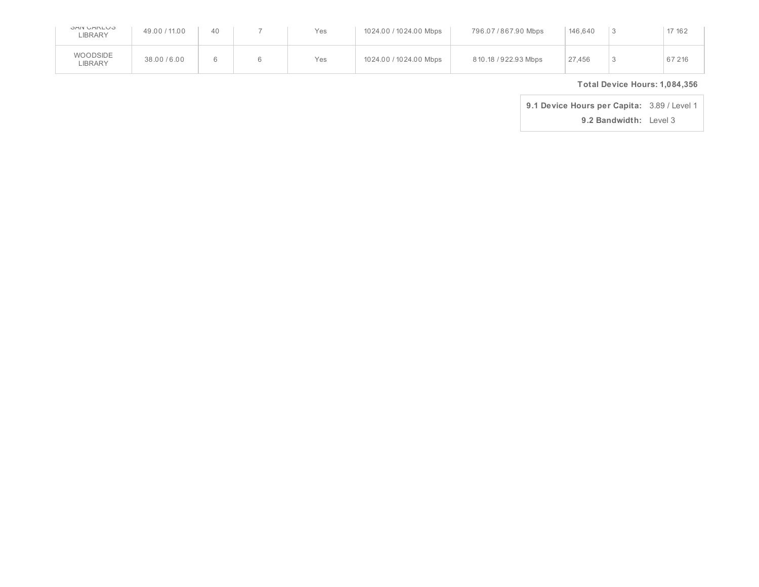| | | | | | | | | | |
|---|---|---|---|---|---|---|---|---|---|
| SAN CARLOS LIBRARY | 49.00 / 11.00 | 40 | 7 | Yes | 1024.00 / 1024.00 Mbps | 796.07 / 867.90 Mbps | 146,640 | 3 | 17 162 |
| WOODSIDE LIBRARY | 38.00 / 6.00 | 6 | 6 | Yes | 1024.00 / 1024.00 Mbps | 810.18 / 922.93 Mbps | 27,456 | 3 | 67 216 |

**Total Device Hours: 1,084,356**

**9.1 Device Hours per Capita:** 3.89 / Level 1

**9.2 Bandwidth:** Level 3